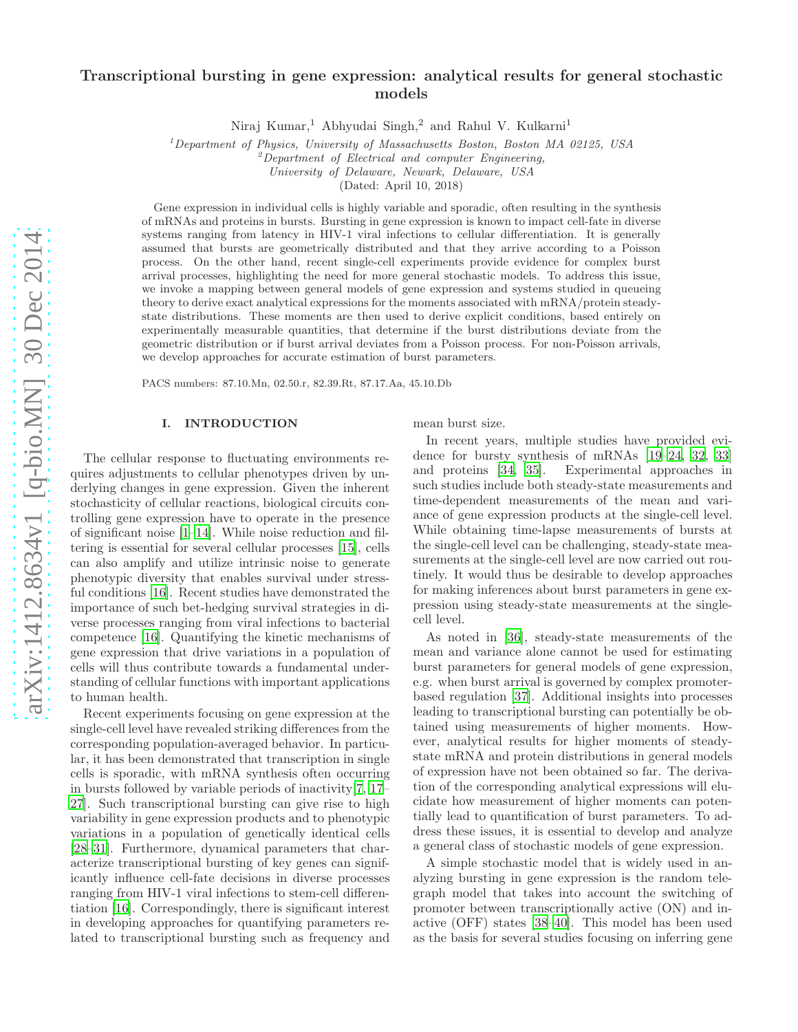# Transcriptional bursting in gene expression: analytical results for general stochastic models

Niraj Kumar,[1] Abhyudai Singh,[2] and Rahul V. Kulkarni[1]

[1]*Department of Physics, University of Massachusetts Boston, Boston MA 02125, USA*
[2]*Department of Electrical and computer Engineering, University of Delaware, Newark, Delaware, USA*

(Dated: April 10, 2018)

Gene expression in individual cells is highly variable and sporadic, often resulting in the synthesis of mRNAs and proteins in bursts. Bursting in gene expression is known to impact cell-fate in diverse systems ranging from latency in HIV-1 viral infections to cellular differentiation. It is generally assumed that bursts are geometrically distributed and that they arrive according to a Poisson process. On the other hand, recent single-cell experiments provide evidence for complex burst arrival processes, highlighting the need for more general stochastic models. To address this issue, we invoke a mapping between general models of gene expression and systems studied in queueing theory to derive exact analytical expressions for the moments associated with mRNA/protein steady-state distributions. These moments are then used to derive explicit conditions, based entirely on experimentally measurable quantities, that determine if the burst distributions deviate from the geometric distribution or if burst arrival deviates from a Poisson process. For non-Poisson arrivals, we develop approaches for accurate estimation of burst parameters.

PACS numbers: 87.10.Mn, 02.50.r, 82.39.Rt, 87.17.Aa, 45.10.Db

## I. INTRODUCTION

The cellular response to fluctuating environments requires adjustments to cellular phenotypes driven by underlying changes in gene expression. Given the inherent stochasticity of cellular reactions, biological circuits controlling gene expression have to operate in the presence of significant noise [1–14]. While noise reduction and filtering is essential for several cellular processes [15], cells can also amplify and utilize intrinsic noise to generate phenotypic diversity that enables survival under stressful conditions [16]. Recent studies have demonstrated the importance of such bet-hedging survival strategies in diverse processes ranging from viral infections to bacterial competence [16]. Quantifying the kinetic mechanisms of gene expression that drive variations in a population of cells will thus contribute towards a fundamental understanding of cellular functions with important applications to human health.

Recent experiments focusing on gene expression at the single-cell level have revealed striking differences from the corresponding population-averaged behavior. In particular, it has been demonstrated that transcription in single cells is sporadic, with mRNA synthesis often occurring in bursts followed by variable periods of inactivity[7, 17–27]. Such transcriptional bursting can give rise to high variability in gene expression products and to phenotypic variations in a population of genetically identical cells [28–31]. Furthermore, dynamical parameters that characterize transcriptional bursting of key genes can significantly influence cell-fate decisions in diverse processes ranging from HIV-1 viral infections to stem-cell differentiation [16]. Correspondingly, there is significant interest in developing approaches for quantifying parameters related to transcriptional bursting such as frequency and mean burst size.

In recent years, multiple studies have provided evidence for bursty synthesis of mRNAs [19–24, 32, 33] and proteins [34, 35]. Experimental approaches in such studies include both steady-state measurements and time-dependent measurements of the mean and variance of gene expression products at the single-cell level. While obtaining time-lapse measurements of bursts at the single-cell level can be challenging, steady-state measurements at the single-cell level are now carried out routinely. It would thus be desirable to develop approaches for making inferences about burst parameters in gene expression using steady-state measurements at the single-cell level.

As noted in [36], steady-state measurements of the mean and variance alone cannot be used for estimating burst parameters for general models of gene expression, e.g. when burst arrival is governed by complex promoter-based regulation [37]. Additional insights into processes leading to transcriptional bursting can potentially be obtained using measurements of higher moments. However, analytical results for higher moments of steady-state mRNA and protein distributions in general models of expression have not been obtained so far. The derivation of the corresponding analytical expressions will elucidate how measurement of higher moments can potentially lead to quantification of burst parameters. To address these issues, it is essential to develop and analyze a general class of stochastic models of gene expression.

A simple stochastic model that is widely used in analyzing bursting in gene expression is the random telegraph model that takes into account the switching of promoter between transcriptionally active (ON) and inactive (OFF) states [38–40]. This model has been used as the basis for several studies focusing on inferring gene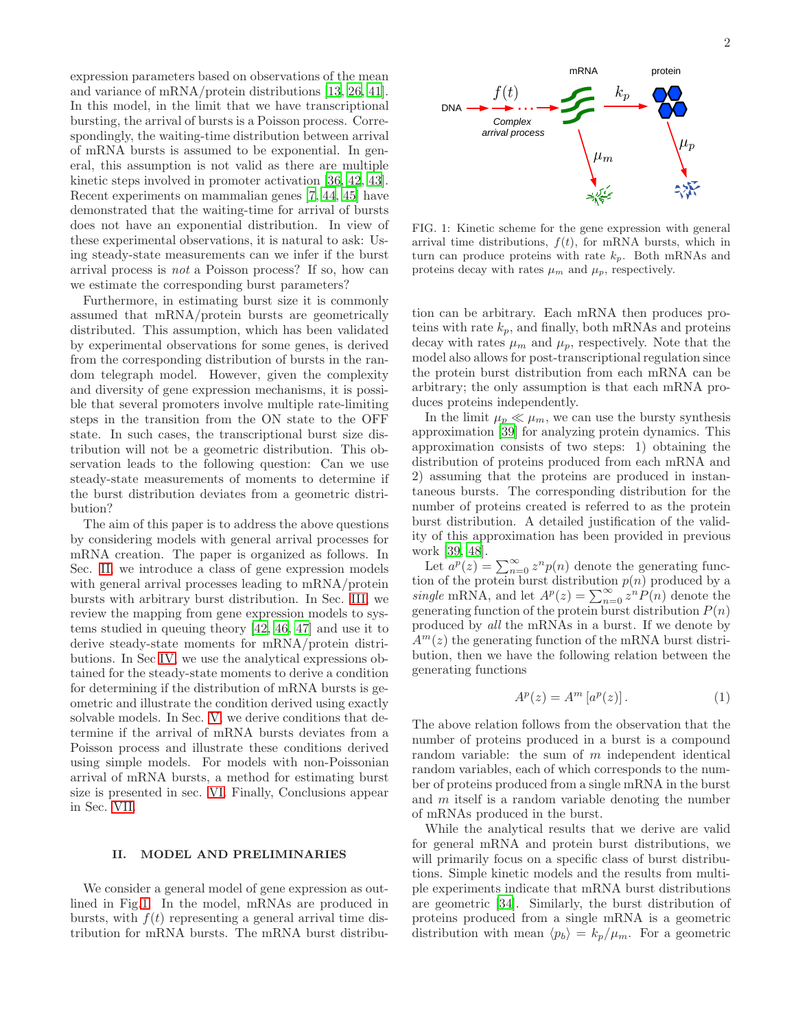expression parameters based on observations of the mean and variance of mRNA/protein distributions [13, 26, 41]. In this model, in the limit that we have transcriptional bursting, the arrival of bursts is a Poisson process. Correspondingly, the waiting-time distribution between arrival of mRNA bursts is assumed to be exponential. In general, this assumption is not valid as there are multiple kinetic steps involved in promoter activation [36, 42, 43]. Recent experiments on mammalian genes [7, 44, 45] have demonstrated that the waiting-time for arrival of bursts does not have an exponential distribution. In view of these experimental observations, it is natural to ask: Using steady-state measurements can we infer if the burst arrival process is *not* a Poisson process? If so, how can we estimate the corresponding burst parameters?

Furthermore, in estimating burst size it is commonly assumed that mRNA/protein bursts are geometrically distributed. This assumption, which has been validated by experimental observations for some genes, is derived from the corresponding distribution of bursts in the random telegraph model. However, given the complexity and diversity of gene expression mechanisms, it is possible that several promoters involve multiple rate-limiting steps in the transition from the ON state to the OFF state. In such cases, the transcriptional burst size distribution will not be a geometric distribution. This observation leads to the following question: Can we use steady-state measurements of moments to determine if the burst distribution deviates from a geometric distribution?

The aim of this paper is to address the above questions by considering models with general arrival processes for mRNA creation. The paper is organized as follows. In Sec. II, we introduce a class of gene expression models with general arrival processes leading to mRNA/protein bursts with arbitrary burst distribution. In Sec. III, we review the mapping from gene expression models to systems studied in queuing theory [42, 46, 47] and use it to derive steady-state moments for mRNA/protein distributions. In Sec IV, we use the analytical expressions obtained for the steady-state moments to derive a condition for determining if the distribution of mRNA bursts is geometric and illustrate the condition derived using exactly solvable models. In Sec. V, we derive conditions that determine if the arrival of mRNA bursts deviates from a Poisson process and illustrate these conditions derived using simple models. For models with non-Poissonian arrival of mRNA bursts, a method for estimating burst size is presented in sec. VI. Finally, Conclusions appear in Sec. VII.

## II. MODEL AND PRELIMINARIES

We consider a general model of gene expression as outlined in Fig.1. In the model, mRNAs are produced in bursts, with $f(t)$ representing a general arrival time distribution for mRNA bursts. The mRNA burst distribution can be arbitrary. Each mRNA then produces proteins with rate $k_p$, and finally, both mRNAs and proteins decay with rates $\mu_m$ and $\mu_p$, respectively. Note that the model also allows for post-transcriptional regulation since the protein burst distribution from each mRNA can be arbitrary; the only assumption is that each mRNA produces proteins independently.

FIG. 1: Kinetic scheme for the gene expression with general arrival time distributions, $f(t)$, for mRNA bursts, which in turn can produce proteins with $k_p$. Both mRNAs and proteins decay with rates $\mu_m$ and $\mu_p$, respectively.

In the limit $\mu_p \ll \mu_m$, we can use the bursty synthesis approximation [39] for analyzing protein dynamics. This approximation consists of two steps: 1) obtaining the distribution of proteins produced from each mRNA and 2) assuming that the proteins are produced in instantaneous bursts. The corresponding distribution for the number of proteins created is referred to as the protein burst distribution. A detailed justification of the validity of this approximation has been provided in previous work [39, 48].

Let $a^p(z) = \sum_{n=0}^{\infty} z^n p(n)$ denote the generating function of the protein burst distribution $p(n)$ produced by a *single* mRNA, and let $A^p(z) = \sum_{n=0}^{\infty} z^n P(n)$ denote the generating function of the protein burst distribution $P(n)$ produced by *all* the mRNAs in a burst. If we denote by $A^m(z)$ the generating function of the mRNA burst distribution, then we have the following relation between the generating functions

$$A^p(z) = A^m \left[a^p(z)\right]. \tag{1}$$

The above relation follows from the observation that the number of proteins produced in a burst is a compound random variable: the sum of $m$ independent identical random variables, each of which corresponds to the number of proteins produced from a single mRNA in the burst and $m$ itself is a random variable denoting the number of mRNAs produced in the burst.

While the analytical results that we derive are valid for general mRNA and protein burst distributions, we will primarily focus on a specific class of burst distributions. Simple kinetic models and the results from multiple experiments indicate that mRNA burst distributions are geometric [34]. Similarly, the burst distribution of proteins produced from a single mRNA is a geometric distribution with mean $\langle p_b \rangle = k_p/\mu_m$. For a geometric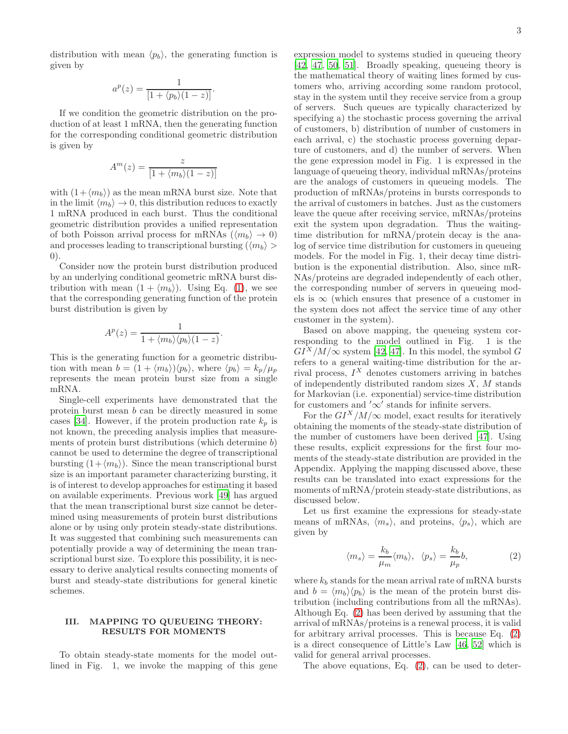distribution with mean $\langle p_b \rangle$, the generating function is given by

$$a^p(z) = \frac{1}{[1 + \langle p_b \rangle (1 - z)]}.$$

If we condition the geometric distribution on the production of at least 1 mRNA, then the generating function for the corresponding conditional geometric distribution is given by

$$A^m(z) = \frac{z}{[1 + \langle m_b \rangle (1 - z)]}$$

with $(1+\langle m_b \rangle)$ as the mean mRNA burst size. Note that in the limit $\langle m_b \rangle \to 0$, this distribution reduces to exactly 1 mRNA produced in each burst. Thus the conditional geometric distribution provides a unified representation of both Poisson arrival process for mRNAs ($\langle m_b \rangle \to 0$) and processes leading to transcriptional bursting ($\langle m_b \rangle > 0$).

Consider now the protein burst distribution produced by an underlying conditional geometric mRNA burst distribution with mean $(1 + \langle m_b \rangle)$. Using Eq. (1), we see that the corresponding generating function of the protein burst distribution is given by

$$A^p(z) = \frac{1}{1 + \langle m_b \rangle \langle p_b \rangle (1 - z)}.$$

This is the generating function for a geometric distribution with mean $b = (1 + \langle m_b \rangle)\langle p_b \rangle$, where $\langle p_b \rangle = k_p/\mu_p$ represents the mean protein burst size from a single mRNA.

Single-cell experiments have demonstrated that the protein burst mean $b$ can be directly measured in some cases [34]. However, if the protein production rate $k_p$ is not known, the preceding analysis implies that measurements of protein burst distributions (which determine $b$) cannot be used to determine the degree of transcriptional bursting $(1+\langle m_b \rangle)$. Since the mean transcriptional burst size is an important parameter characterizing bursting, it is of interest to develop approaches for estimating it based on available experiments. Previous work [49] has argued that the mean transcriptional burst size cannot be determined using measurements of protein burst distributions alone or by using only protein steady-state distributions. It was suggested that combining such measurements can potentially provide a way of determining the mean transcriptional burst size. To explore this possibility, it is necessary to derive analytical results connecting moments of burst and steady-state distributions for general kinetic schemes.

## III. MAPPING TO QUEUEING THEORY: RESULTS FOR MOMENTS

To obtain steady-state moments for the model outlined in Fig. 1, we invoke the mapping of this gene expression model to systems studied in queueing theory [42, 47, 50, 51]. Broadly speaking, queueing theory is the mathematical theory of waiting lines formed by customers who, arriving according some random protocol, stay in the system until they receive service from a group of servers. Such queues are typically characterized by specifying a) the stochastic process governing the arrival of customers, b) distribution of number of customers in each arrival, c) the stochastic process governing departure of customers, and d) the number of servers. When the gene expression model in Fig. 1 is expressed in the language of queueing theory, individual mRNAs/proteins are the analogs of customers in queueing models. The production of mRNAs/proteins in bursts corresponds to the arrival of customers in batches. Just as the customers leave the queue after receiving service, mRNAs/proteins exit the system upon degradation. Thus the waiting-time distribution for mRNA/protein decay is the analog of service time distribution for customers in queueing models. For the model in Fig. 1, their decay time distribution is the exponential distribution. Also, since mRNAs/proteins are degraded independently of each other, the corresponding number of servers in queueing models is $\infty$ (which ensures that presence of a customer in the system does not affect the service time of any other customer in the system).

Based on above mapping, the queueing system corresponding to the model outlined in Fig. 1 is the $GI^X/M/\infty$ system [42, 47]. In this model, the symbol $G$ refers to a general waiting-time distribution for the arrival process, $I^X$ denotes customers arriving in batches of independently distributed random sizes $X$, $M$ stands for Markovian (i.e. exponential) service-time distribution for customers and $'\infty'$ stands for infinite servers.

For the $GI^X/M/\infty$ model, exact results for iteratively obtaining the moments of the steady-state distribution of the number of customers have been derived [47]. Using these results, explicit expressions for the first four moments of the steady-state distribution are provided in the Appendix. Applying the mapping discussed above, these results can be translated into exact expressions for the moments of mRNA/protein steady-state distributions, as discussed below.

Let us first examine the expressions for steady-state means of mRNAs, $\langle m_s \rangle$, and proteins, $\langle p_s \rangle$, which are given by

$$\langle m_s \rangle = \frac{k_b}{\mu_m}\langle m_b \rangle, \quad \langle p_s \rangle = \frac{k_b}{\mu_p} b, \tag{2}$$

where $k_b$ stands for the mean arrival rate of mRNA bursts and $b = \langle m_b \rangle \langle p_b \rangle$ is the mean of the protein burst distribution (including contributions from all the mRNAs). Although Eq. (2) has been derived by assuming that the arrival of mRNAs/proteins is a renewal process, it is valid for arbitrary arrival processes. This is because Eq. (2) is a direct consequence of Little's Law [46, 52] which is valid for general arrival processes.

The above equations, Eq. (2), can be used to deter-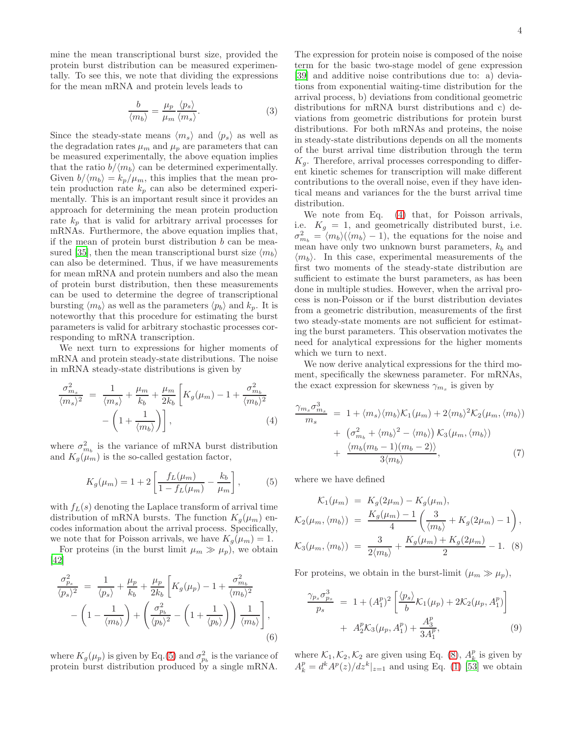mine the mean transcriptional burst size, provided the protein burst distribution can be measured experimentally. To see this, we note that dividing the expressions for the mean mRNA and protein levels leads to

$$\frac{b}{\langle m_b \rangle} = \frac{\mu_p}{\mu_m} \frac{\langle p_s \rangle}{\langle m_s \rangle}. \tag{3}$$

Since the steady-state means $\langle m_s \rangle$ and $\langle p_s \rangle$ as well as the degradation rates $\mu_m$ and $\mu_p$ are parameters that can be measured experimentally, the above equation implies that the ratio $b/\langle m_b \rangle$ can be determined experimentally. Given $b/\langle m_b \rangle = k_p/\mu_m$, this implies that the mean protein production rate $k_p$ can also be determined experimentally. This is an important result since it provides an approach for determining the mean protein production rate $k_p$ that is valid for arbitrary arrival processes for mRNAs. Furthermore, the above equation implies that, if the mean of protein burst distribution $b$ can be measured [35], then the mean transcriptional burst size $\langle m_b \rangle$ can also be determined. Thus, if we have measurements for mean mRNA and protein numbers and also the mean of protein burst distribution, then these measurements can be used to determine the degree of transcriptional bursting $\langle m_b \rangle$ as well as the parameters $\langle p_b \rangle$ and $k_p$. It is noteworthy that this procedure for estimating the burst parameters is valid for arbitrary stochastic processes corresponding to mRNA transcription.

We next turn to expressions for higher moments of mRNA and protein steady-state distributions. The noise in mRNA steady-state distributions is given by

$$\frac{\sigma^2_{m_s}}{\langle m_s \rangle^2} = \frac{1}{\langle m_s \rangle} + \frac{\mu_m}{k_b} + \frac{\mu_m}{2k_b}\left[K_g(\mu_m) - 1 + \frac{\sigma^2_{m_b}}{\langle m_b \rangle^2} - \left(1 + \frac{1}{\langle m_b \rangle}\right)\right], \tag{4}$$

where $\sigma^2_{m_b}$ is the variance of mRNA burst distribution and $K_g(\mu_m)$ is the so-called gestation factor,

$$K_g(\mu_m) = 1 + 2\left[\frac{f_L(\mu_m)}{1 - f_L(\mu_m)} - \frac{k_b}{\mu_m}\right], \tag{5}$$

with $f_L(s)$ denoting the Laplace transform of arrival time distribution of mRNA bursts. The function $K_g(\mu_m)$ encodes information about the arrival process. Specifically, we note that for Poisson arrivals, we have $K_g(\mu_m) = 1$.

For proteins (in the burst limit $\mu_m \gg \mu_p$), we obtain [42]

$$\frac{\sigma^2_{p_s}}{\langle p_s \rangle^2} = \frac{1}{\langle p_s \rangle} + \frac{\mu_p}{k_b} + \frac{\mu_p}{2k_b}\left[K_g(\mu_p) - 1 + \frac{\sigma^2_{m_b}}{\langle m_b \rangle^2} - \left(1 - \frac{1}{\langle m_b \rangle}\right) + \left(\frac{\sigma^2_{p_b}}{\langle p_b \rangle^2} - \left(1 + \frac{1}{\langle p_b \rangle}\right)\right)\frac{1}{\langle m_b \rangle}\right], \tag{6}$$

where $K_g(\mu_p)$ is given by Eq.(5) and $\sigma^2_{p_b}$ is the variance of protein burst distribution produced by a single mRNA. The expression for protein noise is composed of the noise term for the basic two-stage model of gene expression [39] and additive noise contributions due to: a) deviations from exponential waiting-time distribution for the arrival process, b) deviations from conditional geometric distributions for mRNA burst distributions and c) deviations from geometric distributions for protein burst distributions. For both mRNAs and proteins, the noise in steady-state distributions depends on all the moments of the burst arrival time distribution through the term $K_g$. Therefore, arrival processes corresponding to different kinetic schemes for transcription will make different contributions to the overall noise, even if they have identical means and variances for the the burst arrival time distribution.

We note from Eq. (4) that, for Poisson arrivals, i.e. $K_g = 1$, and geometrically distributed burst, i.e. $\sigma^2_{m_b} = \langle m_b \rangle(\langle m_b \rangle - 1)$, the equations for the noise and mean have only two unknown burst parameters, $k_b$ and $\langle m_b \rangle$. In this case, experimental measurements of the first two moments of the steady-state distribution are sufficient to estimate the burst parameters, as has been done in multiple studies. However, when the arrival process is non-Poisson or if the burst distribution deviates from a geometric distribution, measurements of the first two steady-state moments are not sufficient for estimating the burst parameters. This observation motivates the need for analytical expressions for the higher moments which we turn to next.

We now derive analytical expressions for the third moment, specifically the skewness parameter. For mRNAs, the exact expression for skewness $\gamma_{m_s}$ is given by

$$\frac{\gamma_{m_s}\sigma^3_{m_s}}{m_s} = 1 + \langle m_s \rangle \langle m_b \rangle \mathcal{K}_1(\mu_m) + 2\langle m_b \rangle^2 \mathcal{K}_2(\mu_m, \langle m_b \rangle) + \left(\sigma^2_{m_b} + \langle m_b \rangle^2 - \langle m_b \rangle\right)\mathcal{K}_3(\mu_m, \langle m_b \rangle) + \frac{\langle m_b(m_b-1)(m_b-2) \rangle}{3\langle m_b \rangle}, \tag{7}$$

where we have defined

$$\begin{aligned}
\mathcal{K}_1(\mu_m) &= K_g(2\mu_m) - K_g(\mu_m), \\
\mathcal{K}_2(\mu_m, \langle m_b \rangle) &= \frac{K_g(\mu_m) - 1}{4}\left(\frac{3}{\langle m_b \rangle} + K_g(2\mu_m) - 1\right), \\
\mathcal{K}_3(\mu_m, \langle m_b \rangle) &= \frac{3}{2\langle m_b \rangle} + \frac{K_g(\mu_m) + K_g(2\mu_m)}{2} - 1.
\end{aligned} \tag{8}$$

For proteins, we obtain in the burst-limit ($\mu_m \gg \mu_p$),

$$\frac{\gamma_{p_s}\sigma^3_{p_s}}{p_s} = 1 + (A^p_1)^2\left[\frac{\langle p_s \rangle}{b}\mathcal{K}_1(\mu_p) + 2\mathcal{K}_2(\mu_p, A^p_1)\right] + A^p_2 \mathcal{K}_3(\mu_p, A^p_1) + \frac{A^p_3}{3A^p_1}, \tag{9}$$

where $\mathcal{K}_1, \mathcal{K}_2, \mathcal{K}_2$ are given using Eq. (8), $A^p_k$ is given by $A^p_k = d^k A^p(z)/dz^k|_{z=1}$ and using Eq. (1) [53] we obtain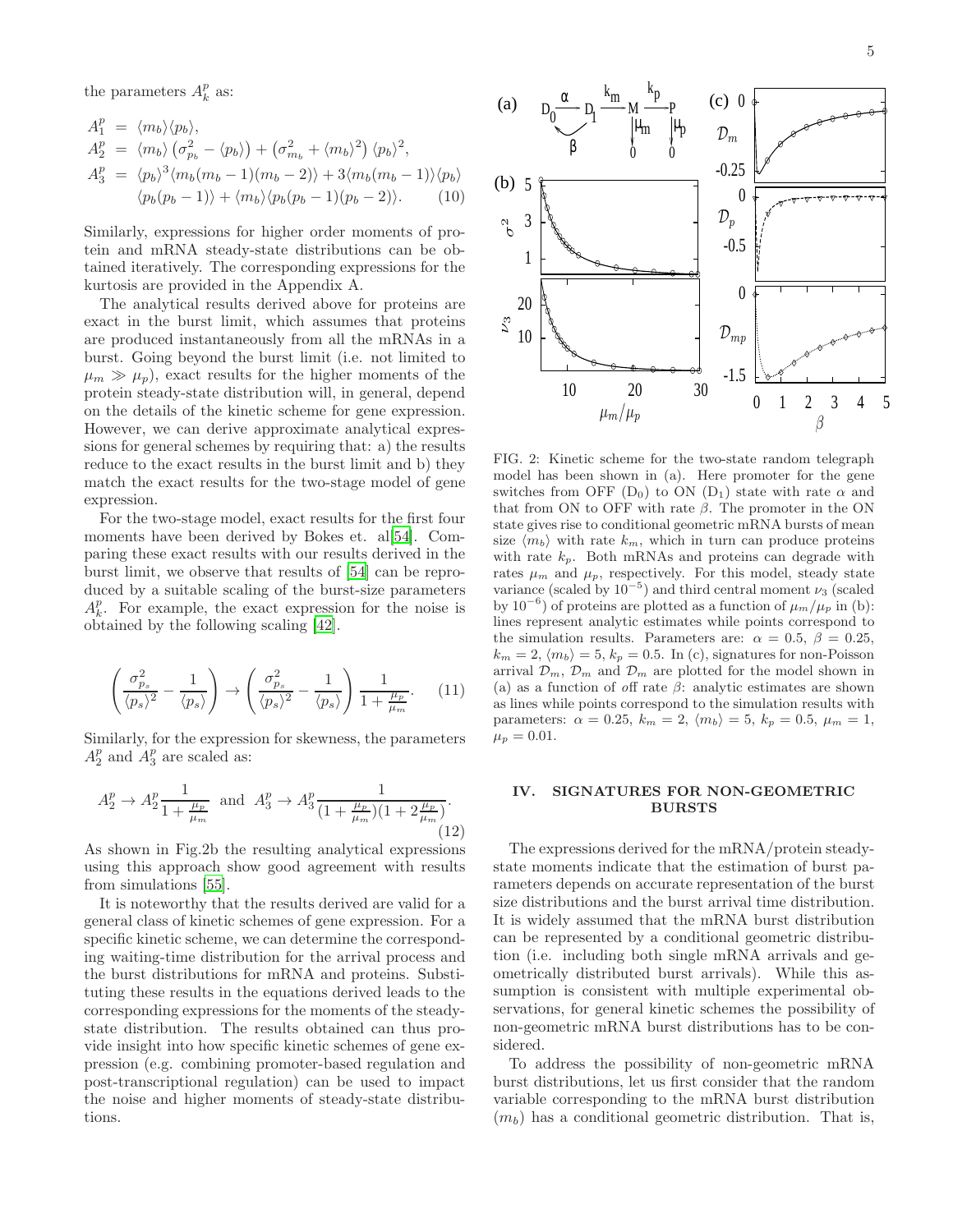the parameters $A_k^p$ as:

$$
\begin{aligned}
A_1^p &= \langle m_b \rangle \langle p_b \rangle, \\
A_2^p &= \langle m_b \rangle \left(\sigma_{p_b}^2 - \langle p_b \rangle\right) + \left(\sigma_{m_b}^2 + \langle m_b \rangle^2\right) \langle p_b \rangle^2, \\
A_3^p &= \langle p_b \rangle^3 \langle m_b(m_b-1)(m_b-2) \rangle + 3\langle m_b(m_b-1) \rangle \langle p_b \rangle \\
&\quad \langle p_b(p_b-1) \rangle + \langle m_b \rangle \langle p_b(p_b-1)(p_b-2) \rangle. \qquad (10)
\end{aligned}
$$

Similarly, expressions for higher order moments of protein and mRNA steady-state distributions can be obtained iteratively. The corresponding expressions for the kurtosis are provided in the Appendix A.

The analytical results derived above for proteins are exact in the burst limit, which assumes that proteins are produced instantaneously from all the mRNAs in a burst. Going beyond the burst limit (i.e. not limited to $\mu_m \gg \mu_p$), exact results for the higher moments of the protein steady-state distribution will, in general, depend on the details of the kinetic scheme for gene expression. However, we can derive approximate analytical expressions for general schemes by requiring that: a) the results reduce to the exact results in the burst limit and b) they match the exact results for the two-stage model of gene expression.

For the two-stage model, exact results for the first four moments have been derived by Bokes et. al[54]. Comparing these exact results with our results derived in the burst limit, we observe that results of [54] can be reproduced by a suitable scaling of the burst-size parameters $A_k^p$. For example, the exact expression for the noise is obtained by the following scaling [42].

$$
\left(\frac{\sigma_{p_s}^2}{\langle p_s \rangle^2} - \frac{1}{\langle p_s \rangle}\right) \rightarrow \left(\frac{\sigma_{p_s}^2}{\langle p_s \rangle^2} - \frac{1}{\langle p_s \rangle}\right) \frac{1}{1 + \frac{\mu_p}{\mu_m}}. \qquad (11)
$$

Similarly, for the expression for skewness, the parameters $A_2^p$ and $A_3^p$ are scaled as:

$$
A_2^p \rightarrow A_2^p \frac{1}{1 + \frac{\mu_p}{\mu_m}} \text{ and } A_3^p \rightarrow A_3^p \frac{1}{(1 + \frac{\mu_p}{\mu_m})(1 + 2\frac{\mu_p}{\mu_m})}. \qquad (12)
$$

As shown in Fig.2b the resulting analytical expressions using this approach show good agreement with results from simulations [55].

It is noteworthy that the results derived are valid for a general class of kinetic schemes of gene expression. For a specific kinetic scheme, we can determine the corresponding waiting-time distribution for the arrival process and the burst distributions for mRNA and proteins. Substituting these results in the equations derived leads to the corresponding expressions for the moments of the steady-state distribution. The results obtained can thus provide insight into how specific kinetic schemes of gene expression (e.g. combining promoter-based regulation and post-transcriptional regulation) can be used to impact the noise and higher moments of steady-state distributions.

FIG. 2: Kinetic scheme for the two-state random telegraph model has been shown in (a). Here promoter for the gene switches from OFF ($D_0$) to ON ($D_1$) state with rate $\alpha$ and that from ON to OFF with rate $\beta$. The promoter in the ON state gives rise to conditional geometric mRNA bursts of mean size $\langle m_b \rangle$ with rate $k_m$, which in turn can produce proteins with rate $k_p$. Both mRNAs and proteins can degrade with rates $\mu_m$ and $\mu_p$, respectively. For this model, steady state variance (scaled by $10^{-5}$) and third central moment $\nu_3$ (scaled by $10^{-6}$) of proteins are plotted as a function of $\mu_m/\mu_p$ in (b): lines represent analytic estimates while points correspond to the simulation results. Parameters are: $\alpha = 0.5$, $\beta = 0.25$, $k_m = 2$, $\langle m_b \rangle = 5$, $k_p = 0.5$. In (c), signatures for non-Poisson arrival $\mathcal{D}_m$, $\mathcal{D}_m$ and $\mathcal{D}_m$ are plotted for the model shown in (a) as a function of off rate $\beta$: analytic estimates are shown as lines while points correspond to the simulation results with parameters: $\alpha = 0.25$, $k_m = 2$, $\langle m_b \rangle = 5$, $k_p = 0.5$, $\mu_m = 1$, $\mu_p = 0.01$.

## IV. SIGNATURES FOR NON-GEOMETRIC BURSTS

The expressions derived for the mRNA/protein steady-state moments indicate that the estimation of burst parameters depends on accurate representation of the burst size distributions and the burst arrival time distribution. It is widely assumed that the mRNA burst distribution can be represented by a conditional geometric distribution (i.e. including both single mRNA arrivals and geometrically distributed burst arrivals). While this assumption is consistent with multiple experimental observations, for general kinetic schemes the possibility of non-geometric mRNA burst distributions has to be considered.

To address the possibility of non-geometric mRNA burst distributions, let us first consider that the random variable corresponding to the mRNA burst distribution ($m_b$) has a conditional geometric distribution. That is,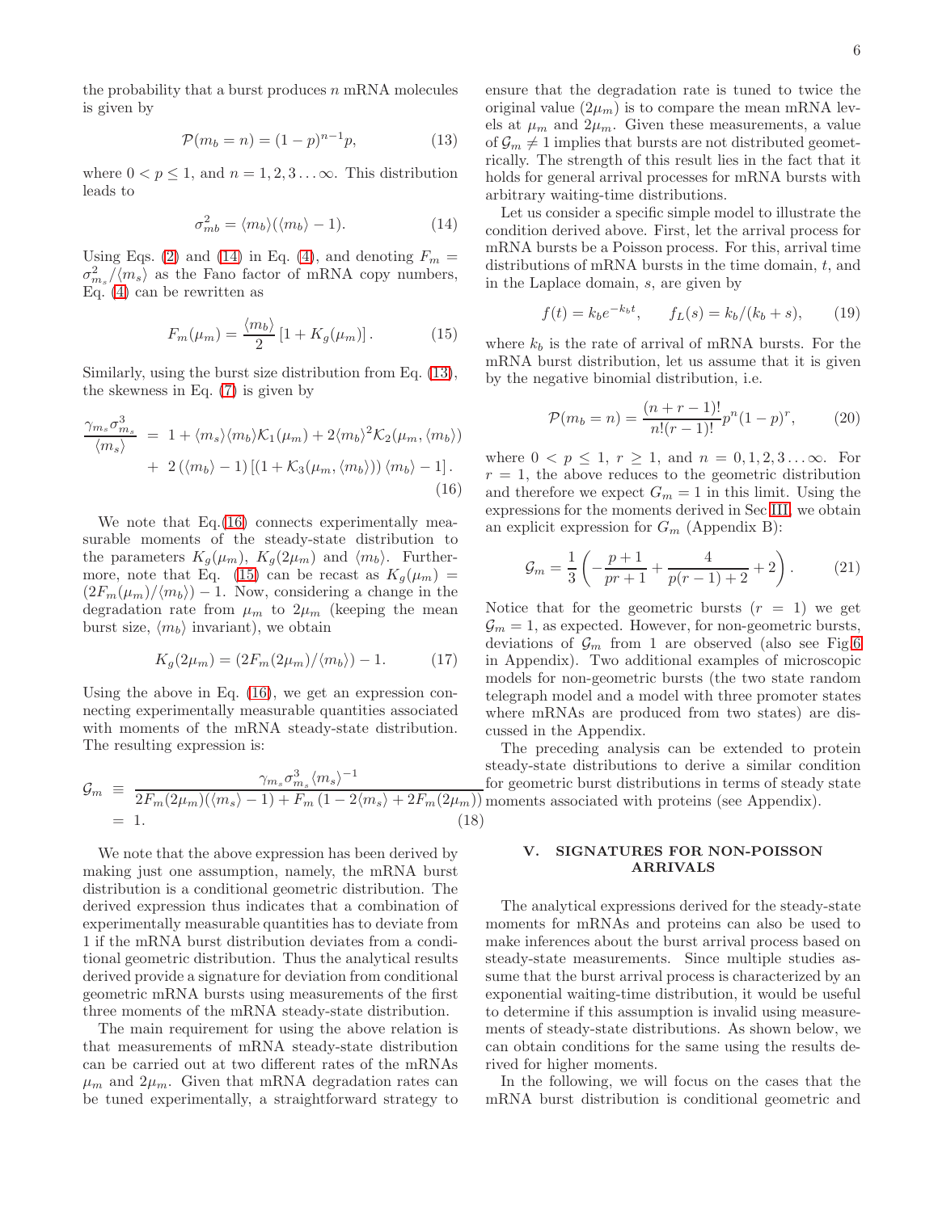the probability that a burst produces $n$ mRNA molecules is given by

$$\mathcal{P}(m_b = n) = (1-p)^{n-1}p, \tag{13}$$

where $0 < p \leq 1$, and $n = 1, 2, 3 \ldots \infty$. This distribution leads to

$$\sigma^2_{mb} = \langle m_b \rangle (\langle m_b \rangle - 1). \tag{14}$$

Using Eqs. (2) and (14) in Eq. (4), and denoting $F_m = \sigma^2_{m_s}/\langle m_s \rangle$ as the Fano factor of mRNA copy numbers, Eq. (4) can be rewritten as

$$F_m(\mu_m) = \frac{\langle m_b \rangle}{2}\left[1 + K_g(\mu_m)\right]. \tag{15}$$

Similarly, using the burst size distribution from Eq. (13), the skewness in Eq. (7) is given by

$$\begin{aligned}\frac{\gamma_{m_s}\sigma^3_{m_s}}{\langle m_s \rangle} &= 1 + \langle m_s \rangle \langle m_b \rangle \mathcal{K}_1(\mu_m) + 2\langle m_b \rangle^2 \mathcal{K}_2(\mu_m, \langle m_b \rangle) \\ &+ 2\left(\langle m_b \rangle - 1\right)\left[\left(1 + \mathcal{K}_3(\mu_m, \langle m_b \rangle)\right)\langle m_b \rangle - 1\right].\end{aligned} \tag{16}$$

We note that Eq.(16) connects experimentally measurable moments of the steady-state distribution to the parameters $K_g(\mu_m)$, $K_g(2\mu_m)$ and $\langle m_b \rangle$. Furthermore, note that Eq. (15) can be recast as $K_g(\mu_m) = (2F_m(\mu_m)/\langle m_b \rangle) - 1$. Now, considering a change in the degradation rate from $\mu_m$ to $2\mu_m$ (keeping the mean burst size, $\langle m_b \rangle$ invariant), we obtain

$$K_g(2\mu_m) = (2F_m(2\mu_m)/\langle m_b \rangle) - 1. \tag{17}$$

Using the above in Eq. (16), we get an expression connecting experimentally measurable quantities associated with moments of the mRNA steady-state distribution. The resulting expression is:

$$\begin{aligned}\mathcal{G}_m &\equiv \frac{\gamma_{m_s}\sigma^3_{m_s}\langle m_s \rangle^{-1}}{2F_m(2\mu_m)(\langle m_s \rangle - 1) + F_m\left(1 - 2\langle m_s \rangle + 2F_m(2\mu_m)\right)} \\ &= 1.\end{aligned} \tag{18}$$

We note that the above expression has been derived by making just one assumption, namely, the mRNA burst distribution is a conditional geometric distribution. The derived expression thus indicates that a combination of experimentally measurable quantities has to deviate from 1 if the mRNA burst distribution deviates from a conditional geometric distribution. Thus the analytical results derived provide a signature for deviation from conditional geometric mRNA bursts using measurements of the first three moments of the mRNA steady-state distribution.

The main requirement for using the above relation is that measurements of mRNA steady-state distribution can be carried out at two different rates of the mRNAs $\mu_m$ and $2\mu_m$. Given that mRNA degradation rates can be tuned experimentally, a straightforward strategy to ensure that the degradation rate is tuned to twice the original value ($2\mu_m$) is to compare the mean mRNA levels at $\mu_m$ and $2\mu_m$. Given these measurements, a value of $\mathcal{G}_m \neq 1$ implies that bursts are not distributed geometrically. The strength of this result lies in the fact that it holds for general arrival processes for mRNA bursts with arbitrary waiting-time distributions.

Let us consider a specific simple model to illustrate the condition derived above. First, let the arrival process for mRNA bursts be a Poisson process. For this, arrival time distributions of mRNA bursts in the time domain, $t$, and in the Laplace domain, $s$, are given by

$$f(t) = k_b e^{-k_b t}, \qquad f_L(s) = k_b/(k_b + s), \tag{19}$$

where $k_b$ is the rate of arrival of mRNA bursts. For the mRNA burst distribution, let us assume that it is given by the negative binomial distribution, i.e.

$$\mathcal{P}(m_b = n) = \frac{(n+r-1)!}{n!(r-1)!}p^n(1-p)^r, \tag{20}$$

where $0 < p \leq 1$, $r \geq 1$, and $n = 0, 1, 2, 3 \ldots \infty$. For $r = 1$, the above reduces to the geometric distribution and therefore we expect $G_m = 1$ in this limit. Using the expressions for the moments derived in Sec III, we obtain an explicit expression for $G_m$ (Appendix B):

$$\mathcal{G}_m = \frac{1}{3}\left(-\frac{p+1}{pr+1} + \frac{4}{p(r-1)+2} + 2\right). \tag{21}$$

Notice that for the geometric bursts ($r = 1$) we get $\mathcal{G}_m = 1$, as expected. However, for non-geometric bursts, deviations of $\mathcal{G}_m$ from 1 are observed (also see Fig 6 in Appendix). Two additional examples of microscopic models for non-geometric bursts (the two state random telegraph model and a model with three promoter states where mRNAs are produced from two states) are discussed in the Appendix.

The preceding analysis can be extended to protein steady-state distributions to derive a similar condition for geometric burst distributions in terms of steady state moments associated with proteins (see Appendix).

## V. SIGNATURES FOR NON-POISSON ARRIVALS

The analytical expressions derived for the steady-state moments for mRNAs and proteins can also be used to make inferences about the burst arrival process based on steady-state measurements. Since multiple studies assume that the burst arrival process is characterized by an exponential waiting-time distribution, it would be useful to determine if this assumption is invalid using measurements of steady-state distributions. As shown below, we can obtain conditions for the same using the results derived for higher moments.

In the following, we will focus on the cases that the mRNA burst distribution is conditional geometric and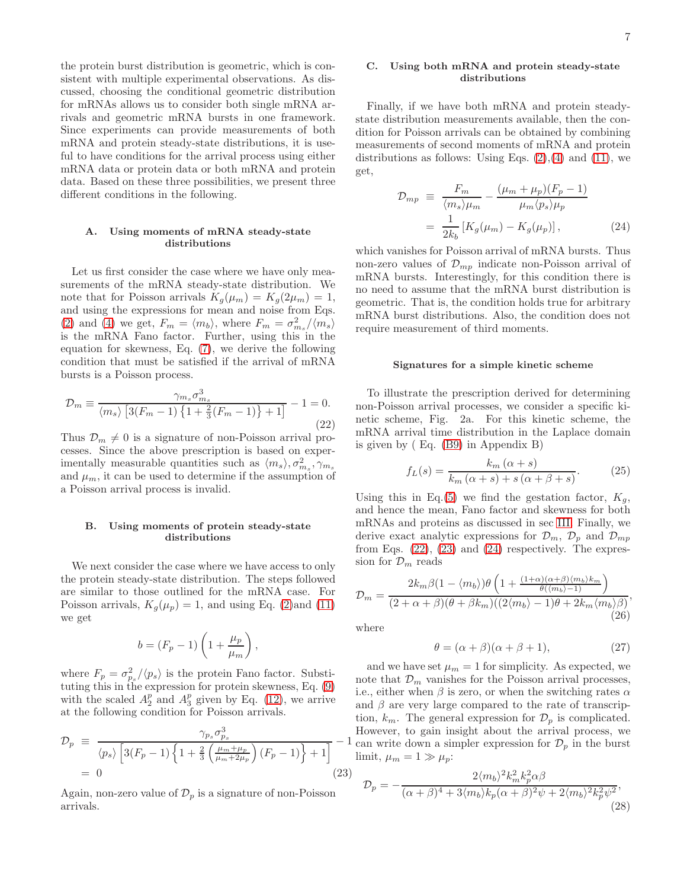the protein burst distribution is geometric, which is consistent with multiple experimental observations. As discussed, choosing the conditional geometric distribution for mRNAs allows us to consider both single mRNA arrivals and geometric mRNA bursts in one framework. Since experiments can provide measurements of both mRNA and protein steady-state distributions, it is useful to have conditions for the arrival process using either mRNA data or protein data or both mRNA and protein data. Based on these three possibilities, we present three different conditions in the following.

### A. Using moments of mRNA steady-state distributions

Let us first consider the case where we have only measurements of the mRNA steady-state distribution. We note that for Poisson arrivals $K_g(\mu_m) = K_g(2\mu_m) = 1$, and using the expressions for mean and noise from Eqs. (2) and (4) we get, $F_m = \langle m_b \rangle$, where $F_m = \sigma^2_{m_s}/\langle m_s \rangle$ is the mRNA Fano factor. Further, using this in the equation for skewness, Eq. (7), we derive the following condition that must be satisfied if the arrival of mRNA bursts is a Poisson process.

$$
\mathcal{D}_m \equiv \frac{\gamma_{m_s}\sigma^3_{m_s}}{\langle m_s \rangle \left[3(F_m-1)\left\{1+\frac{2}{3}(F_m-1)\right\}+1\right]} - 1 = 0. \tag{22}
$$

Thus $\mathcal{D}_m \neq 0$ is a signature of non-Poisson arrival processes. Since the above prescription is based on experimentally measurable quantities such as $\langle m_s \rangle, \sigma^2_{m_s}, \gamma_{m_s}$ and $\mu_m$, it can be used to determine if the assumption of a Poisson arrival process is invalid.

### B. Using moments of protein steady-state distributions

We next consider the case where we have access to only the protein steady-state distribution. The steps followed are similar to those outlined for the mRNA case. For Poisson arrivals, $K_g(\mu_p) = 1$, and using Eq. (2)and (11) we get

$$
b = (F_p - 1)\left(1 + \frac{\mu_p}{\mu_m}\right),
$$

where $F_p = \sigma^2_{p_s}/\langle p_s \rangle$ is the protein Fano factor. Substituting this in the expression for protein skewness, Eq. (9) with the scaled $A^p_2$ and $A^p_3$ given by Eq. (12), we arrive at the following condition for Poisson arrivals.

$$
\begin{aligned}
\mathcal{D}_p &\equiv \frac{\gamma_{p_s}\sigma^3_{p_s}}{\langle p_s \rangle \left[3(F_p-1)\left\{1+\frac{2}{3}\left(\frac{\mu_m+\mu_p}{\mu_m+2\mu_p}\right)(F_p-1)\right\}+1\right]} - 1 \\
&= 0
\end{aligned} \tag{23}
$$

Again, non-zero value of $\mathcal{D}_p$ is a signature of non-Poisson arrivals.

### C. Using both mRNA and protein steady-state distributions

Finally, if we have both mRNA and protein steady-state distribution measurements available, then the condition for Poisson arrivals can be obtained by combining measurements of second moments of mRNA and protein distributions as follows: Using Eqs. (2),(4) and (11), we get,

$$
\begin{aligned}
\mathcal{D}_{mp} &\equiv \frac{F_m}{\langle m_s \rangle \mu_m} - \frac{(\mu_m+\mu_p)(F_p-1)}{\mu_m \langle p_s \rangle \mu_p} \\
&= \frac{1}{2k_b}\left[K_g(\mu_m) - K_g(\mu_p)\right],
\end{aligned} \tag{24}
$$

which vanishes for Poisson arrival of mRNA bursts. Thus non-zero values of $\mathcal{D}_{mp}$ indicate non-Poisson arrival of mRNA bursts. Interestingly, for this condition there is no need to assume that the mRNA burst distribution is geometric. That is, the condition holds true for arbitrary mRNA burst distributions. Also, the condition does not require measurement of third moments.

#### Signatures for a simple kinetic scheme

To illustrate the prescription derived for determining non-Poisson arrival processes, we consider a specific kinetic scheme, Fig. 2a. For this kinetic scheme, the mRNA arrival time distribution in the Laplace domain is given by ( Eq. (B9) in Appendix B)

$$
f_L(s) = \frac{k_m(\alpha+s)}{k_m(\alpha+s) + s(\alpha+\beta+s)}. \tag{25}
$$

Using this in Eq.(5) we find the gestation factor, $K_g$, and hence the mean, Fano factor and skewness for both mRNAs and proteins as discussed in sec III. Finally, we derive exact analytic expressions for $\mathcal{D}_m$, $\mathcal{D}_p$ and $\mathcal{D}_{mp}$ from Eqs. (22), (23) and (24) respectively. The expression for $\mathcal{D}_m$ reads

$$
\mathcal{D}_m = \frac{2k_m\beta(1-\langle m_b \rangle)\theta\left(1+\frac{(1+\alpha)(\alpha+\beta)\langle m_b \rangle k_m}{\theta(\langle m_b \rangle -1)}\right)}{(2+\alpha+\beta)(\theta+\beta k_m)((2\langle m_b \rangle-1)\theta + 2k_m\langle m_b \rangle \beta)}, \tag{26}
$$

where

$$
\theta = (\alpha+\beta)(\alpha+\beta+1), \tag{27}
$$

and we have set $\mu_m = 1$ for simplicity. As expected, we note that $\mathcal{D}_m$ vanishes for the Poisson arrival processes, i.e., either when $\beta$ is zero, or when the switching rates $\alpha$ and $\beta$ are very large compared to the rate of transcription, $k_m$. The general expression for $\mathcal{D}_p$ is complicated. However, to gain insight about the arrival process, we can write down a simpler expression for $\mathcal{D}_p$ in the burst limit, $\mu_m = 1 \gg \mu_p$:

$$
\mathcal{D}_p = -\frac{2\langle m_b \rangle^2 k_m^2 k_p^2 \alpha\beta}{(\alpha+\beta)^4 + 3\langle m_b \rangle k_p(\alpha+\beta)^2\psi + 2\langle m_b \rangle^2 k_p^2 \psi^2}, \tag{28}
$$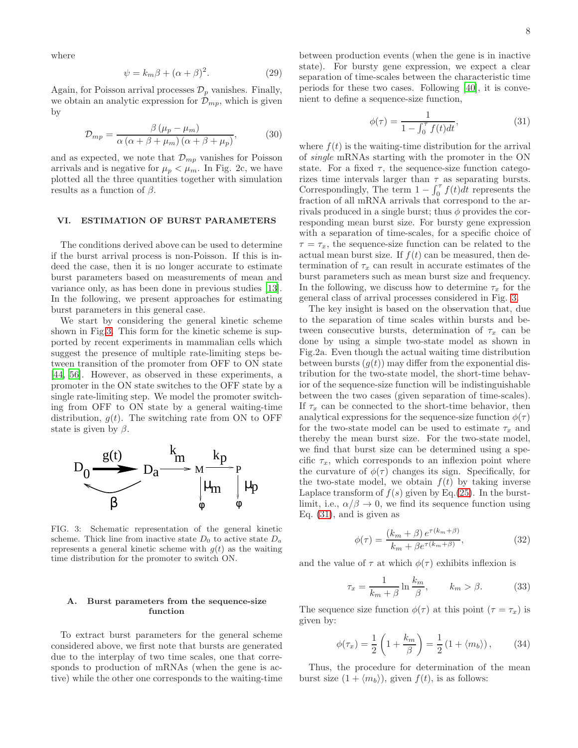where

$$\psi = k_m \beta + (\alpha + \beta)^2. \tag{29}$$

Again, for Poisson arrival processes $\mathcal{D}_p$ vanishes. Finally, we obtain an analytic expression for $\mathcal{D}_{mp}$, which is given by

$$\mathcal{D}_{mp} = \frac{\beta \left(\mu_p - \mu_m\right)}{\alpha \left(\alpha + \beta + \mu_m\right) \left(\alpha + \beta + \mu_p\right)}, \tag{30}$$

and as expected, we note that $\mathcal{D}_{mp}$ vanishes for Poisson arrivals and is negative for $\mu_p < \mu_m$. In Fig. 2c, we have plotted all the three quantities together with simulation results as a function of $\beta$.

## VI. ESTIMATION OF BURST PARAMETERS

The conditions derived above can be used to determine if the burst arrival process is non-Poisson. If this is indeed the case, then it is no longer accurate to estimate burst parameters based on measurements of mean and variance only, as has been done in previous studies [13]. In the following, we present approaches for estimating burst parameters in this general case.

We start by considering the general kinetic scheme shown in Fig.3. This form for the kinetic scheme is supported by recent experiments in mammalian cells which suggest the presence of multiple rate-limiting steps between transition of the promoter from OFF to ON state [44, 56]. However, as observed in these experiments, a promoter in the ON state switches to the OFF state by a single rate-limiting step. We model the promoter switching from OFF to ON state by a general waiting-time distribution, $g(t)$. The switching rate from ON to OFF state is given by $\beta$.

FIG. 3: Schematic representation of the general kinetic scheme. Thick line from inactive state $D_0$ to active state $D_a$ represents a general kinetic scheme with $g(t)$ as the waiting time distribution for the promoter to switch ON.

### A. Burst parameters from the sequence-size function

To extract burst parameters for the general scheme considered above, we first note that bursts are generated due to the interplay of two time scales, one that corresponds to production of mRNAs (when the gene is active) while the other one corresponds to the waiting-time between production events (when the gene is in inactive state). For bursty gene expression, we expect a clear separation of time-scales between the characteristic time periods for these two cases. Following [40], it is convenient to define a sequence-size function,

$$\phi(\tau) = \frac{1}{1 - \int_0^\tau f(t)dt}, \tag{31}$$

where $f(t)$ is the waiting-time distribution for the arrival of *single* mRNAs starting with the promoter in the ON state. For a fixed $\tau$, the sequence-size function categorizes time intervals larger than $\tau$ as separating bursts. Correspondingly, The term $1 - \int_0^\tau f(t)dt$ represents the fraction of all mRNA arrivals that correspond to the arrivals produced in a single burst; thus $\phi$ provides the corresponding mean burst size. For bursty gene expression with a separation of time-scales, for a specific choice of $\tau = \tau_x$, the sequence-size function can be related to the actual mean burst size. If $f(t)$ can be measured, then determination of $\tau_x$ can result in accurate estimates of the burst parameters such as mean burst size and frequency. In the following, we discuss how to determine $\tau_x$ for the general class of arrival processes considered in Fig. 3.

The key insight is based on the observation that, due to the separation of time scales within bursts and between consecutive bursts, determination of $\tau_x$ can be done by using a simple two-state model as shown in Fig.2a. Even though the actual waiting time distribution between bursts ($g(t)$) may differ from the exponential distribution for the two-state model, the short-time behavior of the sequence-size function will be indistinguishable between the two cases (given separation of time-scales). If $\tau_x$ can be connected to the short-time behavior, then analytical expressions for the sequence-size function $\phi(\tau)$ for the two-state model can be used to estimate $\tau_x$ and thereby the mean burst size. For the two-state model, we find that burst size can be determined using a specific $\tau_x$, which corresponds to an inflexion point where the curvature of $\phi(\tau)$ changes its sign. Specifically, for the two-state model, we obtain $f(t)$ by taking inverse Laplace transform of $f(s)$ given by Eq.(25). In the burst-limit, i.e., $\alpha/\beta \to 0$, we find its sequence function using Eq. (31), and is given as

$$\phi(\tau) = \frac{(k_m + \beta)\, e^{\tau(k_m+\beta)}}{k_m + \beta e^{\tau(k_m+\beta)}}, \tag{32}$$

and the value of $\tau$ at which $\phi(\tau)$ exhibits inflexion is

$$\tau_x = \frac{1}{k_m + \beta} \ln \frac{k_m}{\beta}, \qquad k_m > \beta. \tag{33}$$

The sequence size function $\phi(\tau)$ at this point ($\tau = \tau_x$) is given by:

$$\phi(\tau_x) = \frac{1}{2}\left(1 + \frac{k_m}{\beta}\right) = \frac{1}{2}\left(1 + \langle m_b \rangle\right), \tag{34}$$

Thus, the procedure for determination of the mean burst size $(1 + \langle m_b \rangle)$, given $f(t)$, is as follows: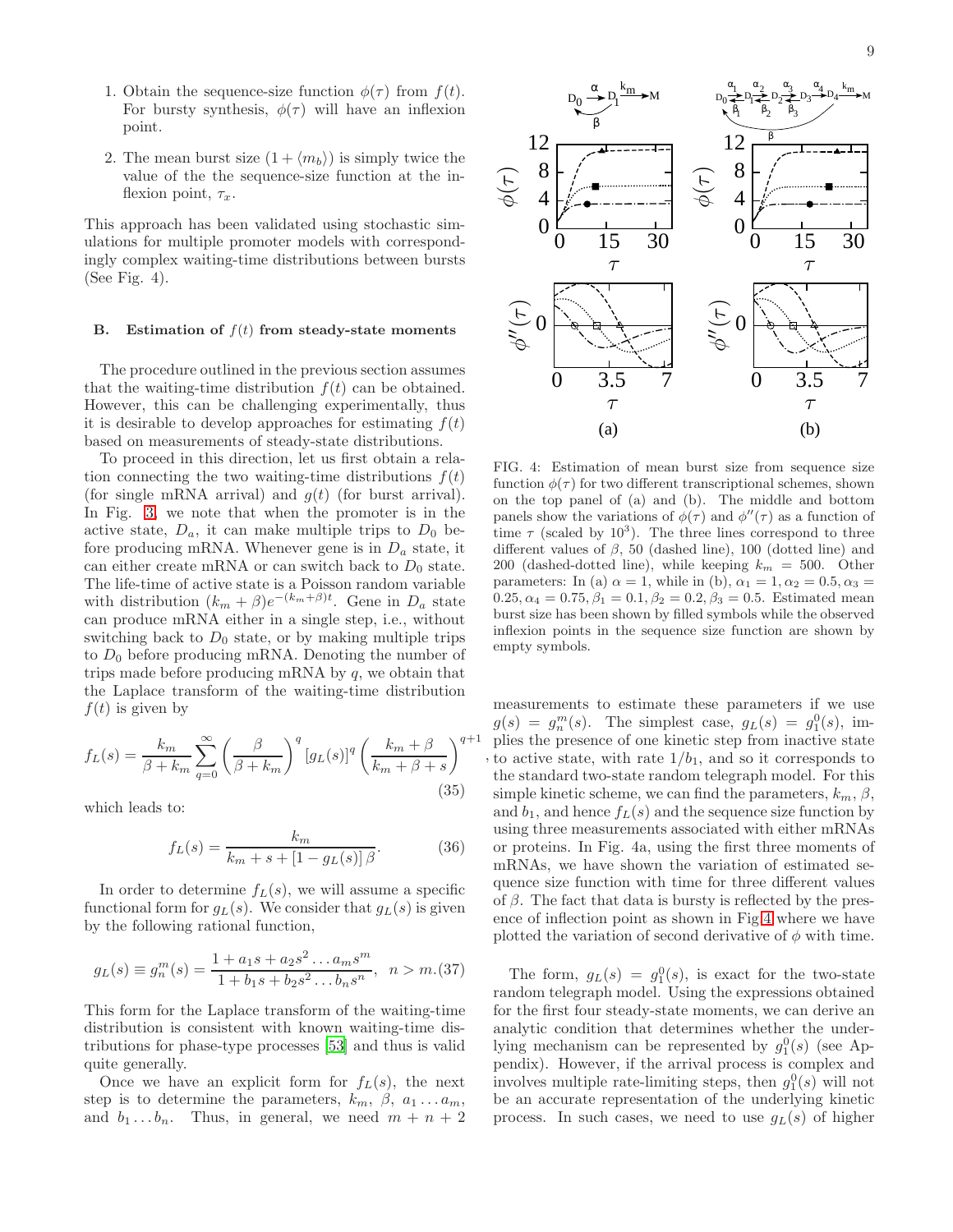1. Obtain the sequence-size function $\phi(\tau)$ from $f(t)$. For bursty synthesis, $\phi(\tau)$ will have an inflexion point.

2. The mean burst size $(1+\langle m_b \rangle)$ is simply twice the value of the the sequence-size function at the inflexion point, $\tau_x$.

This approach has been validated using stochastic simulations for multiple promoter models with correspondingly complex waiting-time distributions between bursts (See Fig. 4).

### B. Estimation of $f(t)$ from steady-state moments

The procedure outlined in the previous section assumes that the waiting-time distribution $f(t)$ can be obtained. However, this can be challenging experimentally, thus it is desirable to develop approaches for estimating $f(t)$ based on measurements of steady-state distributions.

To proceed in this direction, let us first obtain a relation connecting the two waiting-time distributions $f(t)$ (for single mRNA arrival) and $g(t)$ (for burst arrival). In Fig. 3, we note that when the promoter is in the active state, $D_a$, it can make multiple trips to $D_0$ before producing mRNA. Whenever gene is in $D_a$ state, it can either create mRNA or can switch back to $D_0$ state. The life-time of active state is a Poisson random variable with distribution $(k_m+\beta)e^{-(k_m+\beta)t}$. Gene in $D_a$ state can produce mRNA either in a single step, i.e., without switching back to $D_0$ state, or by making multiple trips to $D_0$ before producing mRNA. Denoting the number of trips made before producing mRNA by $q$, we obtain that the Laplace transform of the waiting-time distribution $f(t)$ is given by

$$f_L(s) = \frac{k_m}{\beta+k_m}\sum_{q=0}^{\infty}\left(\frac{\beta}{\beta+k_m}\right)^q [g_L(s)]^q \left(\frac{k_m+\beta}{k_m+\beta+s}\right)^{q+1}, \tag{35}$$

which leads to:

$$f_L(s) = \frac{k_m}{k_m+s+[1-g_L(s)]\,\beta}. \tag{36}$$

In order to determine $f_L(s)$, we will assume a specific functional form for $g_L(s)$. We consider that $g_L(s)$ is given by the following rational function,

$$g_L(s) \equiv g_n^m(s) = \frac{1+a_1 s + a_2 s^2 \ldots a_m s^m}{1+b_1 s+b_2 s^2 \ldots b_n s^n}, \quad n>m. \tag{37}$$

This form for the Laplace transform of the waiting-time distribution is consistent with known waiting-time distributions for phase-type processes [53] and thus is valid quite generally.

Once we have an explicit form for $f_L(s)$, the next step is to determine the parameters, $k_m$, $\beta$, $a_1 \ldots a_m$, and $b_1 \ldots b_n$. Thus, in general, we need $m+n+2$ measurements to estimate these parameters if we use $g(s) = g_n^m(s)$. The simplest case, $g_L(s) = g_1^0(s)$, implies the presence of one kinetic step from inactive state to active state, with rate $1/b_1$, and so it corresponds to the standard two-state random telegraph model. For this simple kinetic scheme, we can find the parameters, $k_m$, $\beta$, and $b_1$, and hence $f_L(s)$ and the sequence size function by using three measurements associated with either mRNAs or proteins. In Fig. 4a, using the first three moments of mRNAs, we have shown the variation of estimated sequence size function with time for three different values of $\beta$. The fact that data is bursty is reflected by the presence of inflexion point as shown in Fig 4 where we have plotted the variation of second derivative of $\phi$ with time.

The form, $g_L(s) = g_1^0(s)$, is exact for the two-state random telegraph model. Using the expressions obtained for the first four steady-state moments, we can derive an analytic condition that determines whether the underlying mechanism can be represented by $g_1^0(s)$ (see Appendix). However, if the arrival process is complex and involves multiple rate-limiting steps, then $g_1^0(s)$ will not be an accurate representation of the underlying kinetic process. In such cases, we need to use $g_L(s)$ of higher

FIG. 4: Estimation of mean burst size from sequence size function $\phi(\tau)$ for two different transcriptional schemes, shown on the top panel of (a) and (b). The middle and bottom panels show the variations of $\phi(\tau)$ and $\phi''(\tau)$ as a function of time $\tau$ (scaled by $10^3$). The three lines correspond to three different values of $\beta$, 50 (dashed line), 100 (dotted line) and 200 (dashed-dotted line), while keeping $k_m = 500$. Other parameters: In (a) $\alpha = 1$, while in (b), $\alpha_1 = 1, \alpha_2 = 0.5, \alpha_3 = 0.25, \alpha_4 = 0.75, \beta_1 = 0.1, \beta_2 = 0.2, \beta_3 = 0.5$. Estimated mean burst size has been shown by filled symbols while the observed inflexion points in the sequence size function are shown by empty symbols.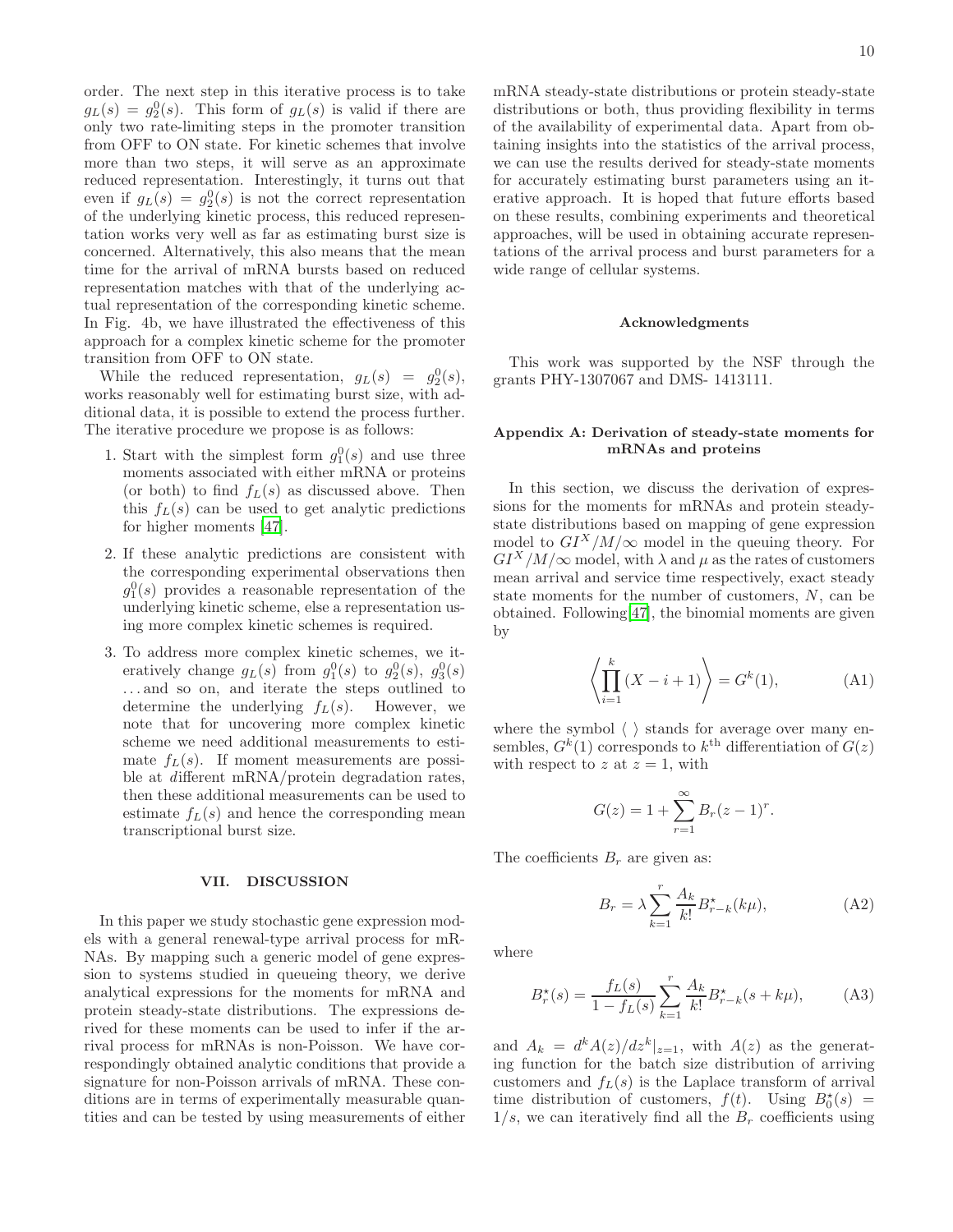order. The next step in this iterative process is to take $g_L(s) = g_2^0(s)$. This form of $g_L(s)$ is valid if there are only two rate-limiting steps in the promoter transition from OFF to ON state. For kinetic schemes that involve more than two steps, it will serve as an approximate reduced representation. Interestingly, it turns out that even if $g_L(s) = g_2^0(s)$ is not the correct representation of the underlying kinetic process, this reduced representation works very well as far as estimating burst size is concerned. Alternatively, this also means that the mean time for the arrival of mRNA bursts based on reduced representation matches with that of the underlying actual representation of the corresponding kinetic scheme. In Fig. 4b, we have illustrated the effectiveness of this approach for a complex kinetic scheme for the promoter transition from OFF to ON state.

While the reduced representation, $g_L(s) = g_2^0(s)$, works reasonably well for estimating burst size, with additional data, it is possible to extend the process further. The iterative procedure we propose is as follows:

1. Start with the simplest form $g_1^0(s)$ and use three moments associated with either mRNA or proteins (or both) to find $f_L(s)$ as discussed above. Then this $f_L(s)$ can be used to get analytic predictions for higher moments [47].
2. If these analytic predictions are consistent with the corresponding experimental observations then $g_1^0(s)$ provides a reasonable representation of the underlying kinetic scheme, else a representation using more complex kinetic schemes is required.
3. To address more complex kinetic schemes, we iteratively change $g_L(s)$ from $g_1^0(s)$ to $g_2^0(s)$, $g_3^0(s)$ ...and so on, and iterate the steps outlined to determine the underlying $f_L(s)$. However, we note that for uncovering more complex kinetic scheme we need additional measurements to estimate $f_L(s)$. If moment measurements are possible at *d*ifferent mRNA/protein degradation rates, then these additional measurements can be used to estimate $f_L(s)$ and hence the corresponding mean transcriptional burst size.

## VII. DISCUSSION

In this paper we study stochastic gene expression models with a general renewal-type arrival process for mRNAs. By mapping such a generic model of gene expression to systems studied in queueing theory, we derive analytical expressions for the moments for mRNA and protein steady-state distributions. The expressions derived for these moments can be used to infer if the arrival process for mRNAs is non-Poisson. We have correspondingly obtained analytic conditions that provide a signature for non-Poisson arrivals of mRNA. These conditions are in terms of experimentally measurable quantities and can be tested by using measurements of either mRNA steady-state distributions or protein steady-state distributions or both, thus providing flexibility in terms of the availability of experimental data. Apart from obtaining insights into the statistics of the arrival process, we can use the results derived for steady-state moments for accurately estimating burst parameters using an iterative approach. It is hoped that future efforts based on these results, combining experiments and theoretical approaches, will be used in obtaining accurate representations of the arrival process and burst parameters for a wide range of cellular systems.

### Acknowledgments

This work was supported by the NSF through the grants PHY-1307067 and DMS- 1413111.

### Appendix A: Derivation of steady-state moments for mRNAs and proteins

In this section, we discuss the derivation of expressions for the moments for mRNAs and protein steady-state distributions based on mapping of gene expression model to $GI^X/M/\infty$ model in the queuing theory. For $GI^X/M/\infty$ model, with $\lambda$ and $\mu$ as the rates of customers mean arrival and service time respectively, exact steady state moments for the number of customers, $N$, can be obtained. Following[47], the binomial moments are given by

$$\left\langle \prod_{i=1}^{k} (X - i + 1) \right\rangle = G^k(1), \tag{A1}$$

where the symbol $\langle\ \rangle$ stands for average over many ensembles, $G^k(1)$ corresponds to $k^{\text{th}}$ differentiation of $G(z)$ with respect to $z$ at $z = 1$, with

$$G(z) = 1 + \sum_{r=1}^{\infty} B_r (z-1)^r.$$

The coefficients $B_r$ are given as:

$$B_r = \lambda \sum_{k=1}^{r} \frac{A_k}{k!} B^{\star}_{r-k}(k\mu), \tag{A2}$$

where

$$B^{\star}_r(s) = \frac{f_L(s)}{1 - f_L(s)} \sum_{k=1}^{r} \frac{A_k}{k!} B^{\star}_{r-k}(s + k\mu), \tag{A3}$$

and $A_k = d^k A(z)/dz^k|_{z=1}$, with $A(z)$ as the generating function for the batch size distribution of arriving customers and $f_L(s)$ is the Laplace transform of arrival time distribution of customers, $f(t)$. Using $B^{\star}_0(s) = 1/s$, we can iteratively find all the $B_r$ coefficients using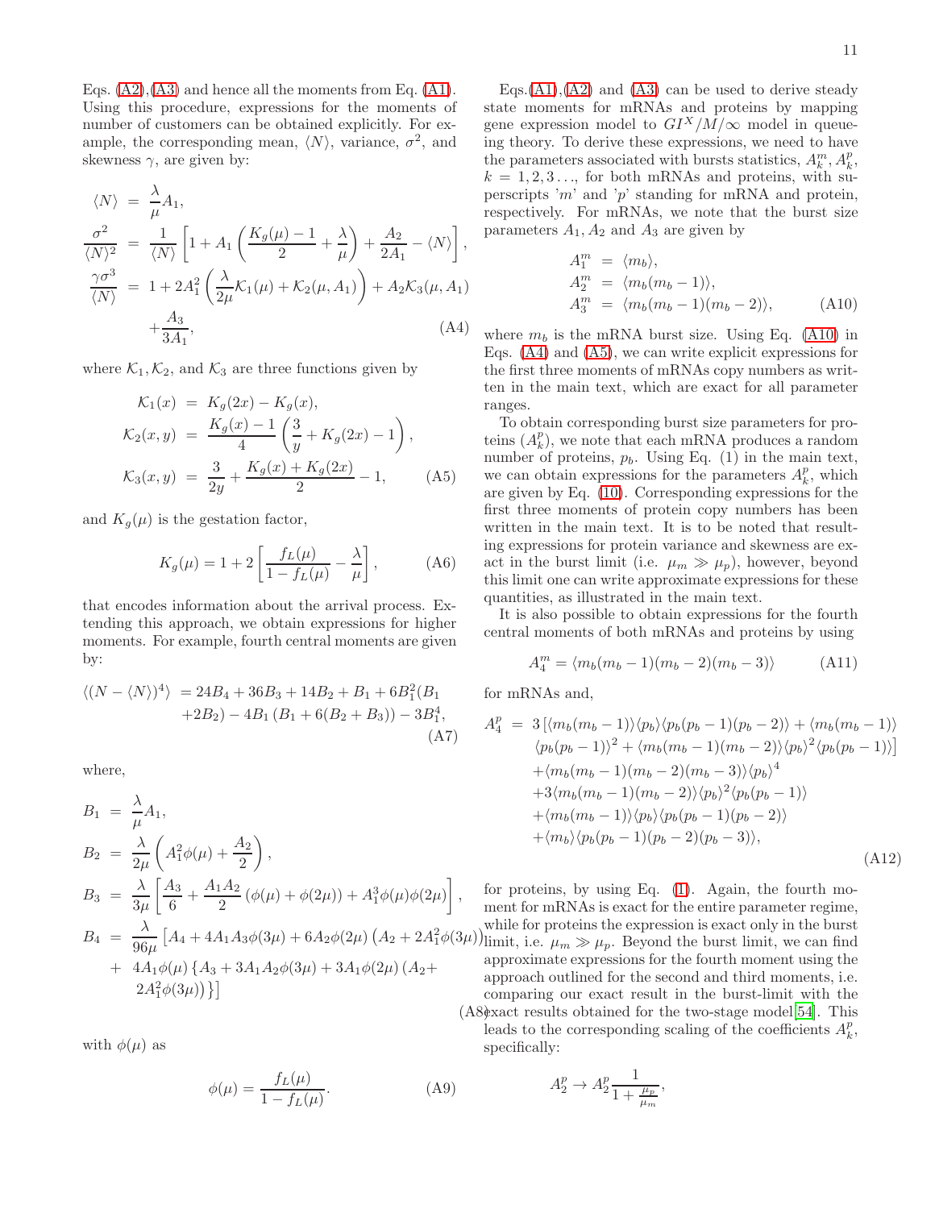Eqs. (A2),(A3) and hence all the moments from Eq. (A1). Using this procedure, expressions for the moments of number of customers can be obtained explicitly. For example, the corresponding mean, $\langle N\rangle$, variance, $\sigma^2$, and skewness $\gamma$, are given by:

$$
\begin{aligned}
\langle N\rangle &= \frac{\lambda}{\mu}A_1,\\
\frac{\sigma^2}{\langle N\rangle^2} &= \frac{1}{\langle N\rangle}\left[1 + A_1\left(\frac{K_g(\mu)-1}{2}+\frac{\lambda}{\mu}\right)+\frac{A_2}{2A_1}-\langle N\rangle\right],\\
\frac{\gamma\sigma^3}{\langle N\rangle} &= 1 + 2A_1^2\left(\frac{\lambda}{2\mu}\mathcal{K}_1(\mu)+\mathcal{K}_2(\mu,A_1)\right)+A_2\mathcal{K}_3(\mu,A_1)\\
&\quad +\frac{A_3}{3A_1},
\end{aligned}
\tag{A4}
$$

where $\mathcal{K}_1,\mathcal{K}_2$, and $\mathcal{K}_3$ are three functions given by

$$
\begin{aligned}
\mathcal{K}_1(x) &= K_g(2x)-K_g(x),\\
\mathcal{K}_2(x,y) &= \frac{K_g(x)-1}{4}\left(\frac{3}{y}+K_g(2x)-1\right),\\
\mathcal{K}_3(x,y) &= \frac{3}{2y}+\frac{K_g(x)+K_g(2x)}{2}-1,
\end{aligned}
\tag{A5}
$$

and $K_g(\mu)$ is the gestation factor,

$$
K_g(\mu) = 1 + 2\left[\frac{f_L(\mu)}{1-f_L(\mu)}-\frac{\lambda}{\mu}\right], \tag{A6}
$$

that encodes information about the arrival process. Extending this approach, we obtain expressions for higher moments. For example, fourth central moments are given by:

$$
\begin{aligned}
\langle (N-\langle N\rangle)^4\rangle &= 24B_4+36B_3+14B_2+B_1+6B_1^2(B_1\\
&\quad +2B_2)-4B_1\left(B_1+6(B_2+B_3)\right)-3B_1^4,
\end{aligned}
\tag{A7}
$$

where,

$$
\begin{aligned}
B_1 &= \frac{\lambda}{\mu}A_1,\\
B_2 &= \frac{\lambda}{2\mu}\left(A_1^2\phi(\mu)+\frac{A_2}{2}\right),\\
B_3 &= \frac{\lambda}{3\mu}\left[\frac{A_3}{6}+\frac{A_1A_2}{2}\left(\phi(\mu)+\phi(2\mu)\right)+A_1^3\phi(\mu)\phi(2\mu)\right],\\
B_4 &= \frac{\lambda}{96\mu}\left[A_4+4A_1A_3\phi(3\mu)+6A_2\phi(2\mu)\left(A_2+2A_1^2\phi(3\mu)\right)\right.\\
&\quad +\ 4A_1\phi(\mu)\left\{A_3+3A_1A_2\phi(3\mu)+3A_1\phi(2\mu)\left(A_2+\right.\right.\\
&\quad \left.\left.\left.2A_1^2\phi(3\mu)\right)\right\}\right]
\end{aligned}
\tag{A8}
$$

with $\phi(\mu)$ as

$$
\phi(\mu) = \frac{f_L(\mu)}{1-f_L(\mu)}. \tag{A9}
$$

Eqs.(A1),(A2) and (A3) can be used to derive steady state moments for mRNAs and proteins by mapping gene expression model to $GI^X/M/\infty$ model in queueing theory. To derive these expressions, we need to have the parameters associated with bursts statistics, $A_k^m, A_k^p$, $k = 1,2,3\ldots$, for both mRNAs and proteins, with superscripts '$m$' and '$p$' standing for mRNA and protein, respectively. For mRNAs, we note that the burst size parameters $A_1, A_2$ and $A_3$ are given by

$$
\begin{aligned}
A_1^m &= \langle m_b\rangle,\\
A_2^m &= \langle m_b(m_b-1)\rangle,\\
A_3^m &= \langle m_b(m_b-1)(m_b-2)\rangle,
\end{aligned}
\tag{A10}
$$

where $m_b$ is the mRNA burst size. Using Eq. (A10) in Eqs. (A4) and (A5), we can write explicit expressions for the first three moments of mRNAs copy numbers as written in the main text, which are exact for all parameter ranges.

To obtain corresponding burst size parameters for proteins ($A_k^p$), we note that each mRNA produces a random number of proteins, $p_b$. Using Eq. (1) in the main text, we can obtain expressions for the parameters $A_k^p$, which are given by Eq. (10). Corresponding expressions for the first three moments of protein copy numbers has been written in the main text. It is to be noted that resulting expressions for protein variance and skewness are exact in the burst limit (i.e. $\mu_m \gg \mu_p$), however, beyond this limit one can write approximate expressions for these quantities, as illustrated in the main text.

It is also possible to obtain expressions for the fourth central moments of both mRNAs and proteins by using

$$
A_4^m = \langle m_b(m_b-1)(m_b-2)(m_b-3)\rangle \tag{A11}
$$

for mRNAs and,

$$
\begin{aligned}
A_4^p &= 3\left[\langle m_b(m_b-1)\rangle\langle p_b\rangle\langle p_b(p_b-1)(p_b-2)\rangle+\langle m_b(m_b-1)\rangle\right.\\
&\quad \left.\langle p_b(p_b-1)\rangle^2+\langle m_b(m_b-1)(m_b-2)\rangle\langle p_b\rangle^2\langle p_b(p_b-1)\rangle\right]\\
&\quad +\langle m_b(m_b-1)(m_b-2)(m_b-3)\rangle\langle p_b\rangle^4\\
&\quad +3\langle m_b(m_b-1)(m_b-2)\rangle\langle p_b\rangle^2\langle p_b(p_b-1)\rangle\\
&\quad +\langle m_b(m_b-1)\rangle\langle p_b\rangle\langle p_b(p_b-1)(p_b-2)\rangle\\
&\quad +\langle m_b\rangle\langle p_b(p_b-1)(p_b-2)(p_b-3)\rangle,
\end{aligned}
\tag{A12}
$$

for proteins, by using Eq. (1). Again, the fourth moment for mRNAs is exact for the entire parameter regime, while for proteins the expression is exact only in the burst limit, i.e. $\mu_m \gg \mu_p$. Beyond the burst limit, we can find approximate expressions for the fourth moment using the approach outlined for the second and third moments, i.e. comparing our exact result in the burst-limit with the exact results obtained for the two-stage model[54]. This leads to the corresponding scaling of the coefficients $A_k^p$, specifically:

$$
A_2^p \to A_2^p\frac{1}{1+\frac{\mu_p}{\mu_m}},
$$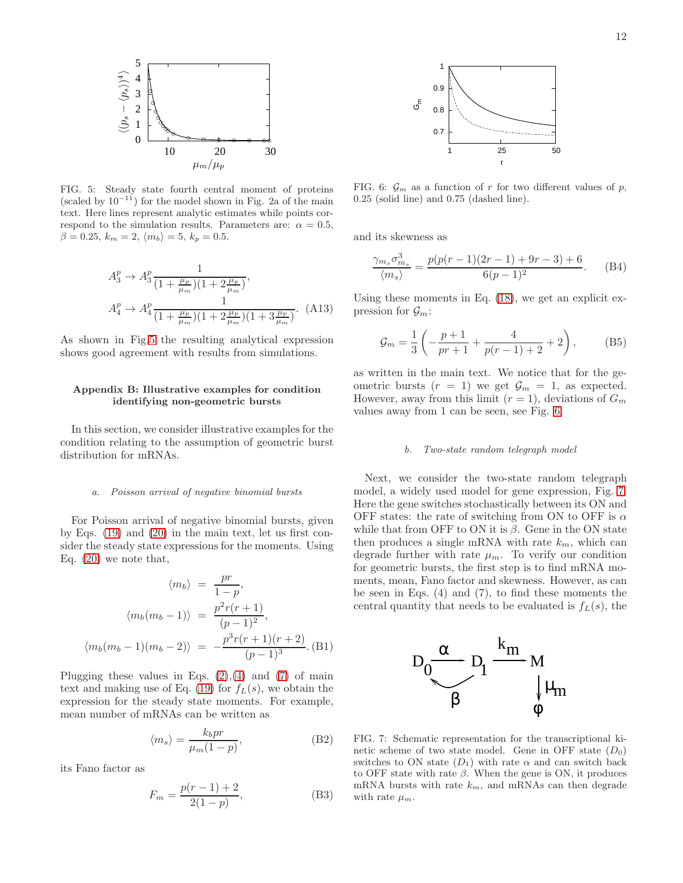FIG. 5: Steady state fourth central moment of proteins (scaled by $10^{-11}$) for the model shown in Fig. 2a of the main text. Here lines represent analytic estimates while points correspond to the simulation results. Parameters are: $\alpha = 0.5$, $\beta = 0.25$, $k_m = 2$, $\langle m_b \rangle = 5$, $k_p = 0.5$.

$$
\begin{aligned}
A_3^p &\to A_3^p \frac{1}{(1+\frac{\mu_p}{\mu_m})(1+2\frac{\mu_p}{\mu_m})}, \\
A_4^p &\to A_4^p \frac{1}{(1+\frac{\mu_p}{\mu_m})(1+2\frac{\mu_p}{\mu_m})(1+3\frac{\mu_p}{\mu_m})}. \quad \text{(A13)}
\end{aligned}
$$

As shown in Fig.5 the resulting analytical expression shows good agreement with results from simulations.

## Appendix B: Illustrative examples for condition identifying non-geometric bursts

In this section, we consider illustrative examples for the condition relating to the assumption of geometric burst distribution for mRNAs.

*a. Poisson arrival of negative binomial bursts*

For Poisson arrival of negative binomial bursts, given by Eqs. (19) and (20) in the main text, let us first consider the steady state expressions for the moments. Using Eq. (20) we note that,

$$
\begin{aligned}
\langle m_b \rangle &= \frac{pr}{1-p}, \\
\langle m_b(m_b-1) \rangle &= \frac{p^2 r(r+1)}{(p-1)^2}, \\
\langle m_b(m_b-1)(m_b-2) \rangle &= -\frac{p^3 r(r+1)(r+2)}{(p-1)^3}. \quad \text{(B1)}
\end{aligned}
$$

Plugging these values in Eqs. (2),(4) and (7) of main text and making use of Eq. (19) for $f_L(s)$, we obtain the expression for the steady state moments. For example, mean number of mRNAs can be written as

$$
\langle m_s \rangle = \frac{k_b pr}{\mu_m (1-p)}, \quad \text{(B2)}
$$

its Fano factor as

$$
F_m = \frac{p(r-1)+2}{2(1-p)}, \quad \text{(B3)}
$$

FIG. 6: $\mathcal{G}_m$ as a function of $r$ for two different values of $p$, 0.25 (solid line) and 0.75 (dashed line).

and its skewness as

$$
\frac{\gamma_{m_s}\sigma^3_{m_s}}{\langle m_s \rangle} = \frac{p(p(r-1)(2r-1)+9r-3)+6}{6(p-1)^2}. \quad \text{(B4)}
$$

Using these moments in Eq. (18), we get an explicit expression for $\mathcal{G}_m$:

$$
\mathcal{G}_m = \frac{1}{3}\left(-\frac{p+1}{pr+1} + \frac{4}{p(r-1)+2} + 2\right), \quad \text{(B5)}
$$

as written in the main text. We notice that for the geometric bursts ($r = 1$) we get $\mathcal{G}_m = 1$, as expected. However, away from this limit ($r = 1$), deviations of $G_m$ values away from 1 can be seen, see Fig. 6.

*b. Two-state random telegraph model*

Next, we consider the two-state random telegraph model, a widely used model for gene expression, Fig. 7. Here the gene switches stochastically between its ON and OFF states: the rate of switching from ON to OFF is $\alpha$ while that from OFF to ON it is $\beta$. Gene in the ON state then produces a single mRNA with rate $k_m$, which can degrade further with rate $\mu_m$. To verify our condition for geometric bursts, the first step is to find mRNA moments, mean, Fano factor and skewness. However, as can be seen in Eqs. (4) and (7), to find these moments the central quantity that needs to be evaluated is $f_L(s)$, the

FIG. 7: Schematic representation for the transcriptional kinetic scheme of two state model. Gene in OFF state ($D_0$) switches to ON state ($D_1$) with rate $\alpha$ and can switch back to OFF state with rate $\beta$. When the gene is ON, it produces mRNA bursts with rate $k_m$, and mRNAs can then degrade with rate $\mu_m$.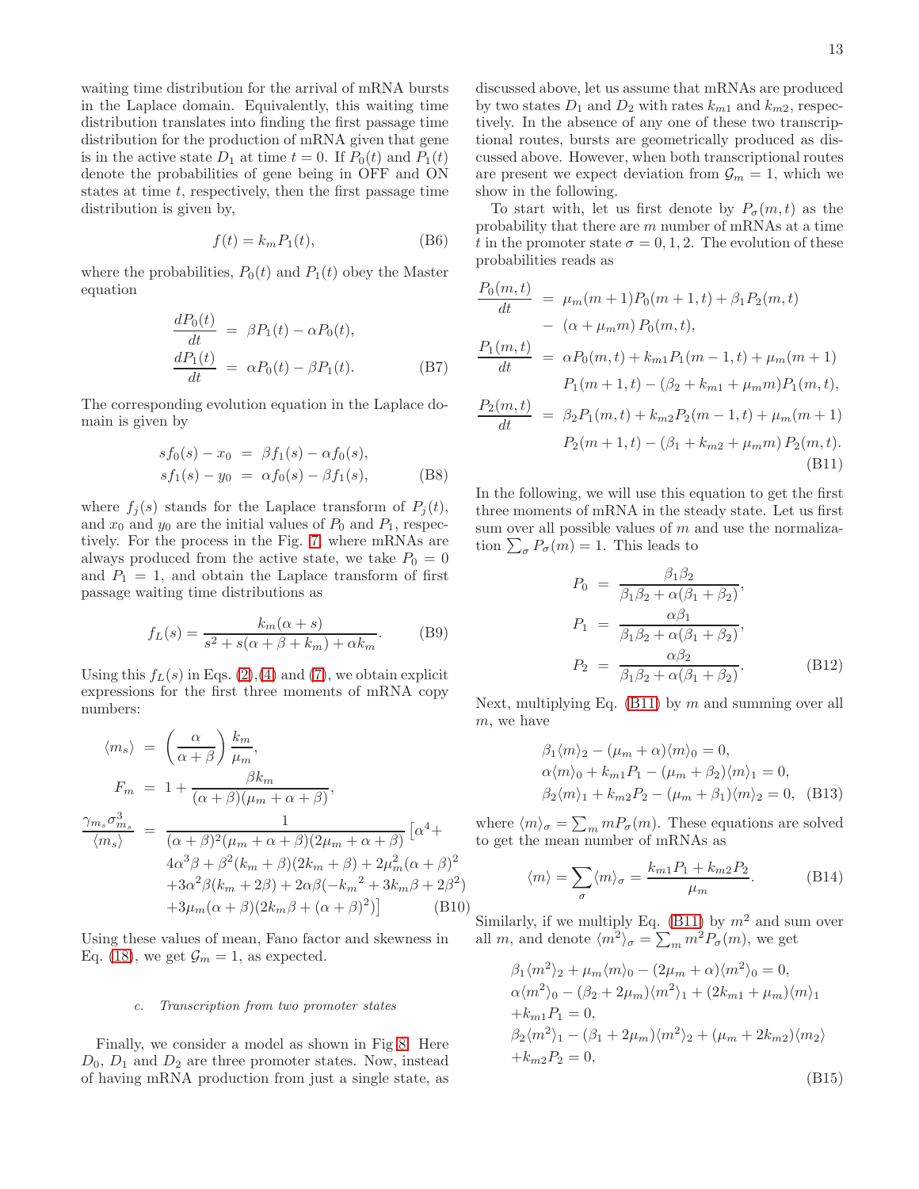waiting time distribution for the arrival of mRNA bursts in the Laplace domain. Equivalently, this waiting time distribution translates into finding the first passage time distribution for the production of mRNA given that gene is in the active state $D_1$ at time $t = 0$. If $P_0(t)$ and $P_1(t)$ denote the probabilities of gene being in OFF and ON states at time $t$, respectively, then the first passage time distribution is given by,

$$f(t) = k_m P_1(t), \tag{B6}$$

where the probabilities, $P_0(t)$ and $P_1(t)$ obey the Master equation

$$\begin{aligned}
\frac{dP_0(t)}{dt} &= \beta P_1(t) - \alpha P_0(t), \\
\frac{dP_1(t)}{dt} &= \alpha P_0(t) - \beta P_1(t).
\end{aligned} \tag{B7}$$

The corresponding evolution equation in the Laplace domain is given by

$$\begin{aligned}
s f_0(s) - x_0 &= \beta f_1(s) - \alpha f_0(s), \\
s f_1(s) - y_0 &= \alpha f_0(s) - \beta f_1(s),
\end{aligned} \tag{B8}$$

where $f_j(s)$ stands for the Laplace transform of $P_j(t)$, and $x_0$ and $y_0$ are the initial values of $P_0$ and $P_1$, respectively. For the process in the Fig. 7 where mRNAs are always produced from the active state, we take $P_0 = 0$ and $P_1 = 1$, and obtain the Laplace transform of first passage waiting time distributions as

$$f_L(s) = \frac{k_m(\alpha + s)}{s^2 + s(\alpha + \beta + k_m) + \alpha k_m}. \tag{B9}$$

Using this $f_L(s)$ in Eqs. (2),(4) and (7), we obtain explicit expressions for the first three moments of mRNA copy numbers:

$$\begin{aligned}
\langle m_s \rangle &= \left(\frac{\alpha}{\alpha + \beta}\right)\frac{k_m}{\mu_m}, \\
F_m &= 1 + \frac{\beta k_m}{(\alpha + \beta)(\mu_m + \alpha + \beta)}, \\
\frac{\gamma_{m_s}\sigma^3_{m_s}}{\langle m_s \rangle} &= \frac{1}{(\alpha+\beta)^2(\mu_m + \alpha + \beta)(2\mu_m + \alpha + \beta)}\big[\alpha^4 + \\
&\quad 4\alpha^3\beta + \beta^2(k_m + \beta)(2k_m + \beta) + 2\mu_m^2(\alpha+\beta)^2 \\
&\quad + 3\alpha^2\beta(k_m + 2\beta) + 2\alpha\beta(-{k_m}^2 + 3k_m\beta + 2\beta^2) \\
&\quad + 3\mu_m(\alpha+\beta)(2k_m\beta + (\alpha+\beta)^2)\big]
\end{aligned} \tag{B10}$$

Using these values of mean, Fano factor and skewness in Eq. (18), we get $\mathcal{G}_m = 1$, as expected.

#### *c. Transcription from two promoter states*

Finally, we consider a model as shown in Fig 8. Here $D_0$, $D_1$ and $D_2$ are three promoter states. Now, instead of having mRNA production from just a single state, as discussed above, let us assume that mRNAs are produced by two states $D_1$ and $D_2$ with rates $k_{m1}$ and $k_{m2}$, respectively. In the absence of any one of these two transcriptional routes, bursts are geometrically produced as discussed above. However, when both transcriptional routes are present we expect deviation from $\mathcal{G}_m = 1$, which we show in the following.

To start with, let us first denote by $P_\sigma(m,t)$ as the probability that there are $m$ number of mRNAs at a time $t$ in the promoter state $\sigma = 0, 1, 2$. The evolution of these probabilities reads as

$$\begin{aligned}
\frac{P_0(m,t)}{dt} &= \mu_m(m+1)P_0(m+1,t) + \beta_1 P_2(m,t) \\
&\quad - (\alpha + \mu_m m)\, P_0(m,t), \\
\frac{P_1(m,t)}{dt} &= \alpha P_0(m,t) + k_{m1}P_1(m-1,t) + \mu_m(m+1) \\
&\quad P_1(m+1,t) - (\beta_2 + k_{m1} + \mu_m m) P_1(m,t), \\
\frac{P_2(m,t)}{dt} &= \beta_2 P_1(m,t) + k_{m2}P_2(m-1,t) + \mu_m(m+1) \\
&\quad P_2(m+1,t) - (\beta_1 + k_{m2} + \mu_m m)\, P_2(m,t).
\end{aligned} \tag{B11}$$

In the following, we will use this equation to get the first three moments of mRNA in the steady state. Let us first sum over all possible values of $m$ and use the normalization $\sum_\sigma P_\sigma(m) = 1$. This leads to

$$\begin{aligned}
P_0 &= \frac{\beta_1\beta_2}{\beta_1\beta_2 + \alpha(\beta_1 + \beta_2)}, \\
P_1 &= \frac{\alpha\beta_1}{\beta_1\beta_2 + \alpha(\beta_1 + \beta_2)}, \\
P_2 &= \frac{\alpha\beta_2}{\beta_1\beta_2 + \alpha(\beta_1 + \beta_2)}.
\end{aligned} \tag{B12}$$

Next, multiplying Eq. (B11) by $m$ and summing over all $m$, we have

$$\begin{aligned}
&\beta_1\langle m \rangle_2 - (\mu_m + \alpha)\langle m \rangle_0 = 0, \\
&\alpha\langle m \rangle_0 + k_{m1}P_1 - (\mu_m + \beta_2)\langle m \rangle_1 = 0, \\
&\beta_2\langle m \rangle_1 + k_{m2}P_2 - (\mu_m + \beta_1)\langle m \rangle_2 = 0,
\end{aligned} \tag{B13}$$

where $\langle m \rangle_\sigma = \sum_m m P_\sigma(m)$. These equations are solved to get the mean number of mRNAs as

$$\langle m \rangle = \sum_\sigma \langle m \rangle_\sigma = \frac{k_{m1}P_1 + k_{m2}P_2}{\mu_m}. \tag{B14}$$

Similarly, if we multiply Eq. (B11) by $m^2$ and sum over all $m$, and denote $\langle m^2 \rangle_\sigma = \sum_m m^2 P_\sigma(m)$, we get

$$\begin{aligned}
&\beta_1\langle m^2 \rangle_2 + \mu_m\langle m \rangle_0 - (2\mu_m + \alpha)\langle m^2 \rangle_0 = 0, \\
&\alpha\langle m^2 \rangle_0 - (\beta_2 + 2\mu_m)\langle m^2 \rangle_1 + (2k_{m1} + \mu_m)\langle m \rangle_1 \\
&+ k_{m1}P_1 = 0, \\
&\beta_2\langle m^2 \rangle_1 - (\beta_1 + 2\mu_m)\langle m^2 \rangle_2 + (\mu_m + 2k_{m2})\langle m_2 \rangle \\
&+ k_{m2}P_2 = 0,
\end{aligned} \tag{B15}$$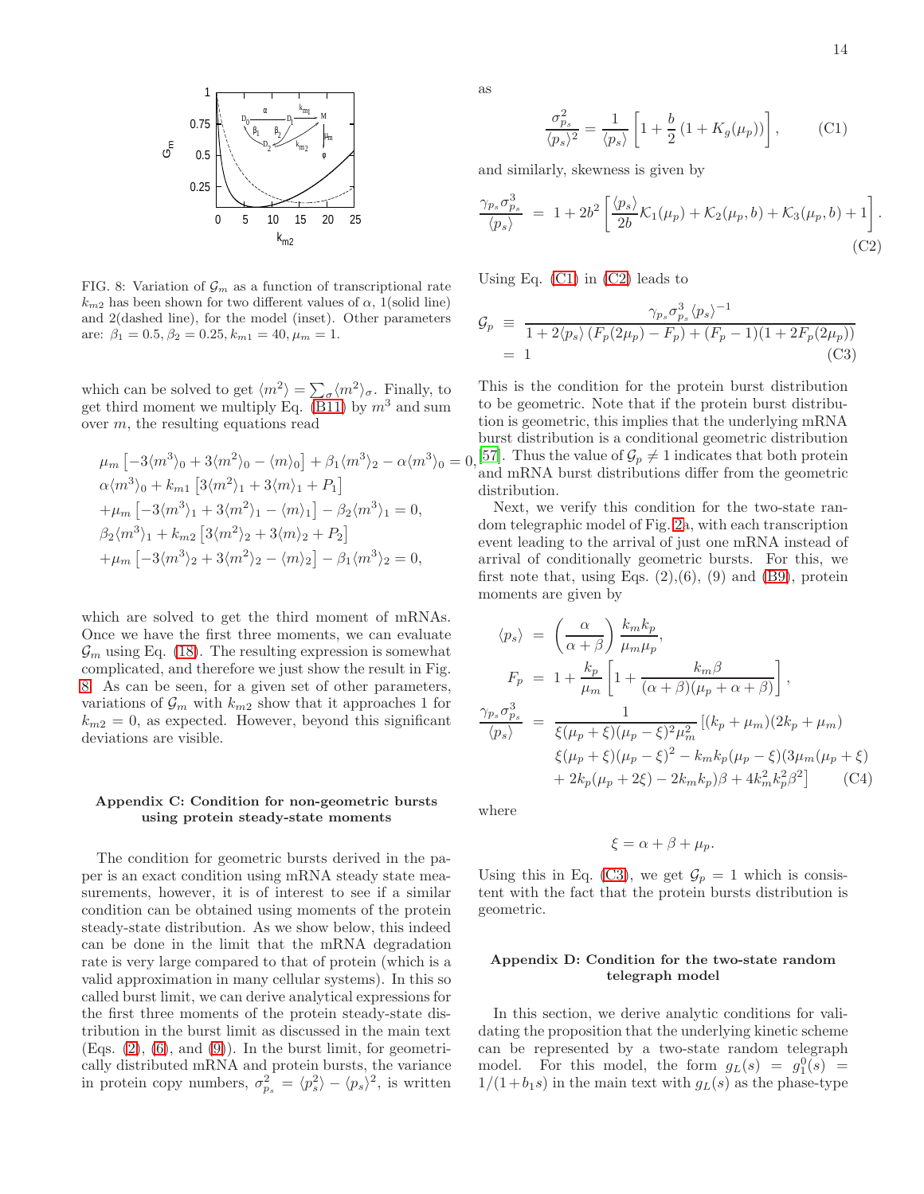FIG. 8: Variation of $\mathcal{G}_m$ as a function of transcriptional rate $k_{m2}$ has been shown for two different values of $\alpha$, 1(solid line) and 2(dashed line), for the model (inset). Other parameters are: $\beta_1 = 0.5, \beta_2 = 0.25, k_{m1} = 40, \mu_m = 1$.

which can be solved to get $\langle m^2 \rangle = \sum_\sigma \langle m^2 \rangle_\sigma$. Finally, to get third moment we multiply Eq. (B11) by $m^3$ and sum over $m$, the resulting equations read

$$
\begin{aligned}
&\mu_m \left[-3\langle m^3\rangle_0 + 3\langle m^2\rangle_0 - \langle m\rangle_0\right] + \beta_1\langle m^3\rangle_2 - \alpha\langle m^3\rangle_0 = 0,\\
&\alpha\langle m^3\rangle_0 + k_{m1}\left[3\langle m^2\rangle_1 + 3\langle m\rangle_1 + P_1\right]\\
&+\mu_m\left[-3\langle m^3\rangle_1 + 3\langle m^2\rangle_1 - \langle m\rangle_1\right] - \beta_2\langle m^3\rangle_1 = 0,\\
&\beta_2\langle m^3\rangle_1 + k_{m2}\left[3\langle m^2\rangle_2 + 3\langle m\rangle_2 + P_2\right]\\
&+\mu_m\left[-3\langle m^3\rangle_2 + 3\langle m^2\rangle_2 - \langle m\rangle_2\right] - \beta_1\langle m^3\rangle_2 = 0,
\end{aligned}
$$

which are solved to get the third moment of mRNAs. Once we have the first three moments, we can evaluate $\mathcal{G}_m$ using Eq. (18). The resulting expression is somewhat complicated, and therefore we just show the result in Fig. 8. As can be seen, for a given set of other parameters, variations of $\mathcal{G}_m$ with $k_{m2}$ show that it approaches 1 for $k_{m2} = 0$, as expected. However, beyond this significant deviations are visible.

### Appendix C: Condition for non-geometric bursts using protein steady-state moments

The condition for geometric bursts derived in the paper is an exact condition using mRNA steady state measurements, however, it is of interest to see if a similar condition can be obtained using moments of the protein steady-state distribution. As we show below, this indeed can be done in the limit that the mRNA degradation rate is very large compared to that of protein (which is a valid approximation in many cellular systems). In this so called burst limit, we can derive analytical expressions for the first three moments of the protein steady-state distribution in the burst limit as discussed in the main text (Eqs. (2), (6), and (9)). In the burst limit, for geometrically distributed mRNA and protein bursts, the variance in protein copy numbers, $\sigma_{p_s}^2 = \langle p_s^2\rangle - \langle p_s\rangle^2$, is written as

$$
\frac{\sigma_{p_s}^2}{\langle p_s\rangle^2} = \frac{1}{\langle p_s\rangle}\left[1 + \frac{b}{2}\left(1 + K_g(\mu_p)\right)\right], \tag{C1}
$$

and similarly, skewness is given by

$$
\frac{\gamma_{p_s}\sigma_{p_s}^3}{\langle p_s\rangle} = 1 + 2b^2\left[\frac{\langle p_s\rangle}{2b}\mathcal{K}_1(\mu_p) + \mathcal{K}_2(\mu_p, b) + \mathcal{K}_3(\mu_p, b) + 1\right]. \tag{C2}
$$

Using Eq. (C1) in (C2) leads to

$$
\begin{aligned}
\mathcal{G}_p &\equiv \frac{\gamma_{p_s}\sigma_{p_s}^3\langle p_s\rangle^{-1}}{1 + 2\langle p_s\rangle\left(F_p(2\mu_p) - F_p\right) + (F_p - 1)(1 + 2F_p(2\mu_p))}\\
&= 1
\end{aligned} \tag{C3}
$$

This is the condition for the protein burst distribution to be geometric. Note that if the protein burst distribution is geometric, this implies that the underlying mRNA burst distribution is a conditional geometric distribution [57]. Thus the value of $\mathcal{G}_p \neq 1$ indicates that both protein and mRNA burst distributions differ from the geometric distribution.

Next, we verify this condition for the two-state random telegraphic model of Fig. 2a, with each transcription event leading to the arrival of just one mRNA instead of arrival of conditionally geometric bursts. For this, we first note that, using Eqs. (2),(6), (9) and (B9), protein moments are given by

$$
\begin{aligned}
\langle p_s\rangle &= \left(\frac{\alpha}{\alpha+\beta}\right)\frac{k_m k_p}{\mu_m \mu_p},\\
F_p &= 1 + \frac{k_p}{\mu_m}\left[1 + \frac{k_m\beta}{(\alpha+\beta)(\mu_p+\alpha+\beta)}\right],\\
\frac{\gamma_{p_s}\sigma_{p_s}^3}{\langle p_s\rangle} &= \frac{1}{\xi(\mu_p+\xi)(\mu_p-\xi)^2\mu_m^2}\left[(k_p+\mu_m)(2k_p+\mu_m)\right.\\
&\quad \xi(\mu_p+\xi)(\mu_p-\xi)^2 - k_m k_p(\mu_p-\xi)(3\mu_m(\mu_p+\xi)\\
&\quad \left.+ 2k_p(\mu_p+2\xi) - 2k_m k_p)\beta + 4k_m^2 k_p^2\beta^2\right]
\end{aligned} \tag{C4}
$$

where

$$
\xi = \alpha + \beta + \mu_p.
$$

Using this in Eq. (C3), we get $\mathcal{G}_p = 1$ which is consistent with the fact that the protein bursts distribution is geometric.

### Appendix D: Condition for the two-state random telegraph model

In this section, we derive analytic conditions for validating the proposition that the underlying kinetic scheme can be represented by a two-state random telegraph model. For this model, the form $g_L(s) = g_1^0(s) = 1/(1+b_1 s)$ in the main text with $g_L(s)$ as the phase-type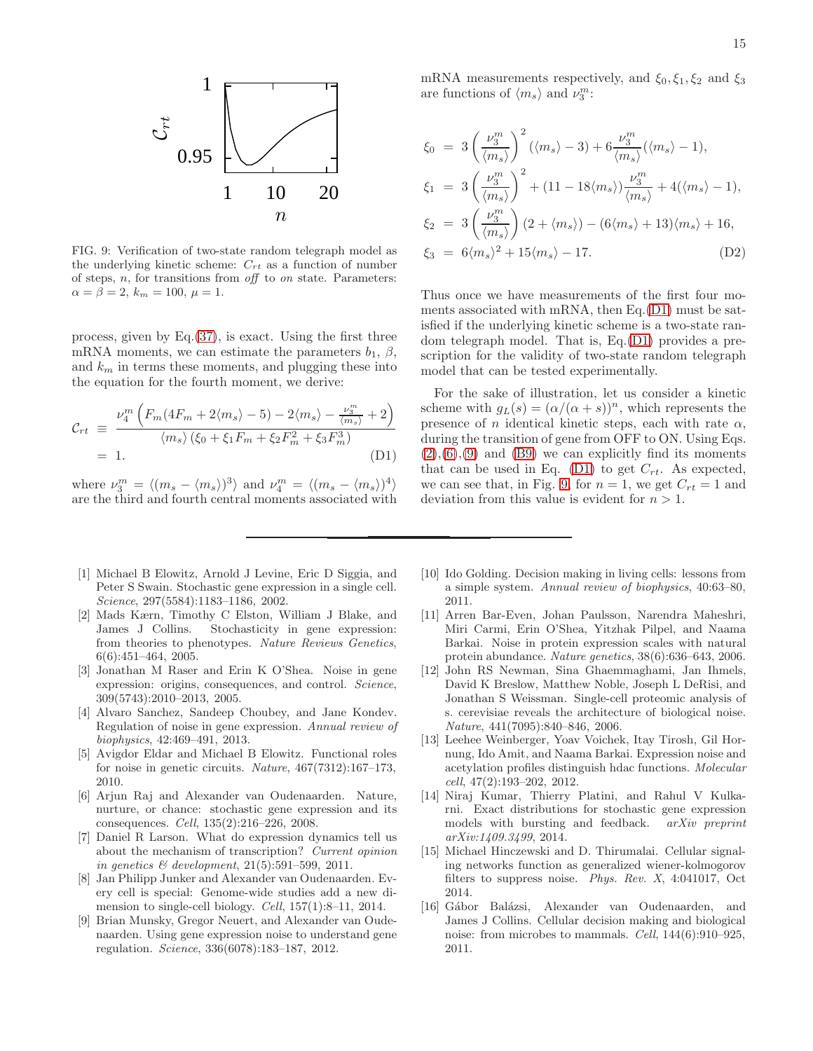FIG. 9: Verification of two-state random telegraph model as the underlying kinetic scheme: $C_{rt}$ as a function of number of steps, $n$, for transitions from *off* to *on* state. Parameters: $\alpha = \beta = 2$, $k_m = 100$, $\mu = 1$.

process, given by Eq.(37), is exact. Using the first three mRNA moments, we can estimate the parameters $b_1$, $\beta$, and $k_m$ in terms these moments, and plugging these into the equation for the fourth moment, we derive:

$$
\begin{aligned}
\mathcal{C}_{rt} &\equiv \frac{\nu_4^m \left( F_m(4F_m + 2\langle m_s\rangle - 5) - 2\langle m_s\rangle - \frac{\nu_3^m}{\langle m_s\rangle} + 2 \right)}{\langle m_s\rangle \left( \xi_0 + \xi_1 F_m + \xi_2 F_m^2 + \xi_3 F_m^3 \right)} \\
&= 1. \qquad\qquad\qquad\qquad\qquad\qquad\qquad\qquad \text{(D1)}
\end{aligned}
$$

where $\nu_3^m = \langle (m_s - \langle m_s\rangle)^3\rangle$ and $\nu_4^m = \langle (m_s - \langle m_s\rangle)^4\rangle$ are the third and fourth central moments associated with mRNA measurements respectively, and $\xi_0, \xi_1, \xi_2$ and $\xi_3$ are functions of $\langle m_s\rangle$ and $\nu_3^m$:

$$
\begin{aligned}
\xi_0 &= 3\left(\frac{\nu_3^m}{\langle m_s\rangle}\right)^2 (\langle m_s\rangle - 3) + 6\frac{\nu_3^m}{\langle m_s\rangle}(\langle m_s\rangle - 1), \\
\xi_1 &= 3\left(\frac{\nu_3^m}{\langle m_s\rangle}\right)^2 + (11 - 18\langle m_s\rangle)\frac{\nu_3^m}{\langle m_s\rangle} + 4(\langle m_s\rangle - 1), \\
\xi_2 &= 3\left(\frac{\nu_3^m}{\langle m_s\rangle}\right)(2 + \langle m_s\rangle) - (6\langle m_s\rangle + 13)\langle m_s\rangle + 16, \\
\xi_3 &= 6\langle m_s\rangle^2 + 15\langle m_s\rangle - 17. \qquad\qquad\qquad\qquad \text{(D2)}
\end{aligned}
$$

Thus once we have measurements of the first four moments associated with mRNA, then Eq.(D1) must be satisfied if the underlying kinetic scheme is a two-state random telegraph model. That is, Eq.(D1) provides a prescription for the validity of two-state random telegraph model that can be tested experimentally.

For the sake of illustration, let us consider a kinetic scheme with $g_L(s) = (\alpha/(\alpha + s))^n$, which represents the presence of $n$ identical kinetic steps, each with rate $\alpha$, during the transition of gene from OFF to ON. Using Eqs. (2),(6),(9) and (B9) we can explicitly find its moments that can be used in Eq. (D1) to get $C_{rt}$. As expected, we can see that, in Fig. 9, for $n = 1$, we get $C_{rt} = 1$ and deviation from this value is evident for $n > 1$.

---

[1] Michael B Elowitz, Arnold J Levine, Eric D Siggia, and Peter S Swain. Stochastic gene expression in a single cell. *Science*, 297(5584):1183–1186, 2002.

[2] Mads Kærn, Timothy C Elston, William J Blake, and James J Collins. Stochasticity in gene expression: from theories to phenotypes. *Nature Reviews Genetics*, 6(6):451–464, 2005.

[3] Jonathan M Raser and Erin K O'Shea. Noise in gene expression: origins, consequences, and control. *Science*, 309(5743):2010–2013, 2005.

[4] Alvaro Sanchez, Sandeep Choubey, and Jane Kondev. Regulation of noise in gene expression. *Annual review of biophysics*, 42:469–491, 2013.

[5] Avigdor Eldar and Michael B Elowitz. Functional roles for noise in genetic circuits. *Nature*, 467(7312):167–173, 2010.

[6] Arjun Raj and Alexander van Oudenaarden. Nature, nurture, or chance: stochastic gene expression and its consequences. *Cell*, 135(2):216–226, 2008.

[7] Daniel R Larson. What do expression dynamics tell us about the mechanism of transcription? *Current opinion in genetics & development*, 21(5):591–599, 2011.

[8] Jan Philipp Junker and Alexander van Oudenaarden. Every cell is special: Genome-wide studies add a new dimension to single-cell biology. *Cell*, 157(1):8–11, 2014.

[9] Brian Munsky, Gregor Neuert, and Alexander van Oudenaarden. Using gene expression noise to understand gene regulation. *Science*, 336(6078):183–187, 2012.

[10] Ido Golding. Decision making in living cells: lessons from a simple system. *Annual review of biophysics*, 40:63–80, 2011.

[11] Arren Bar-Even, Johan Paulsson, Narendra Maheshri, Miri Carmi, Erin O'Shea, Yitzhak Pilpel, and Naama Barkai. Noise in protein expression scales with natural protein abundance. *Nature genetics*, 38(6):636–643, 2006.

[12] John RS Newman, Sina Ghaemmaghami, Jan Ihmels, David K Breslow, Matthew Noble, Joseph L DeRisi, and Jonathan S Weissman. Single-cell proteomic analysis of s. cerevisiae reveals the architecture of biological noise. *Nature*, 441(7095):840–846, 2006.

[13] Leehee Weinberger, Yoav Voichek, Itay Tirosh, Gil Hornung, Ido Amit, and Naama Barkai. Expression noise and acetylation profiles distinguish hdac functions. *Molecular cell*, 47(2):193–202, 2012.

[14] Niraj Kumar, Thierry Platini, and Rahul V Kulkarni. Exact distributions for stochastic gene expression models with bursting and feedback. *arXiv preprint arXiv:1409.3499*, 2014.

[15] Michael Hinczewski and D. Thirumalai. Cellular signaling networks function as generalized wiener-kolmogorov filters to suppress noise. *Phys. Rev. X*, 4:041017, Oct 2014.

[16] Gábor Balázsi, Alexander van Oudenaarden, and James J Collins. Cellular decision making and biological noise: from microbes to mammals. *Cell*, 144(6):910–925, 2011.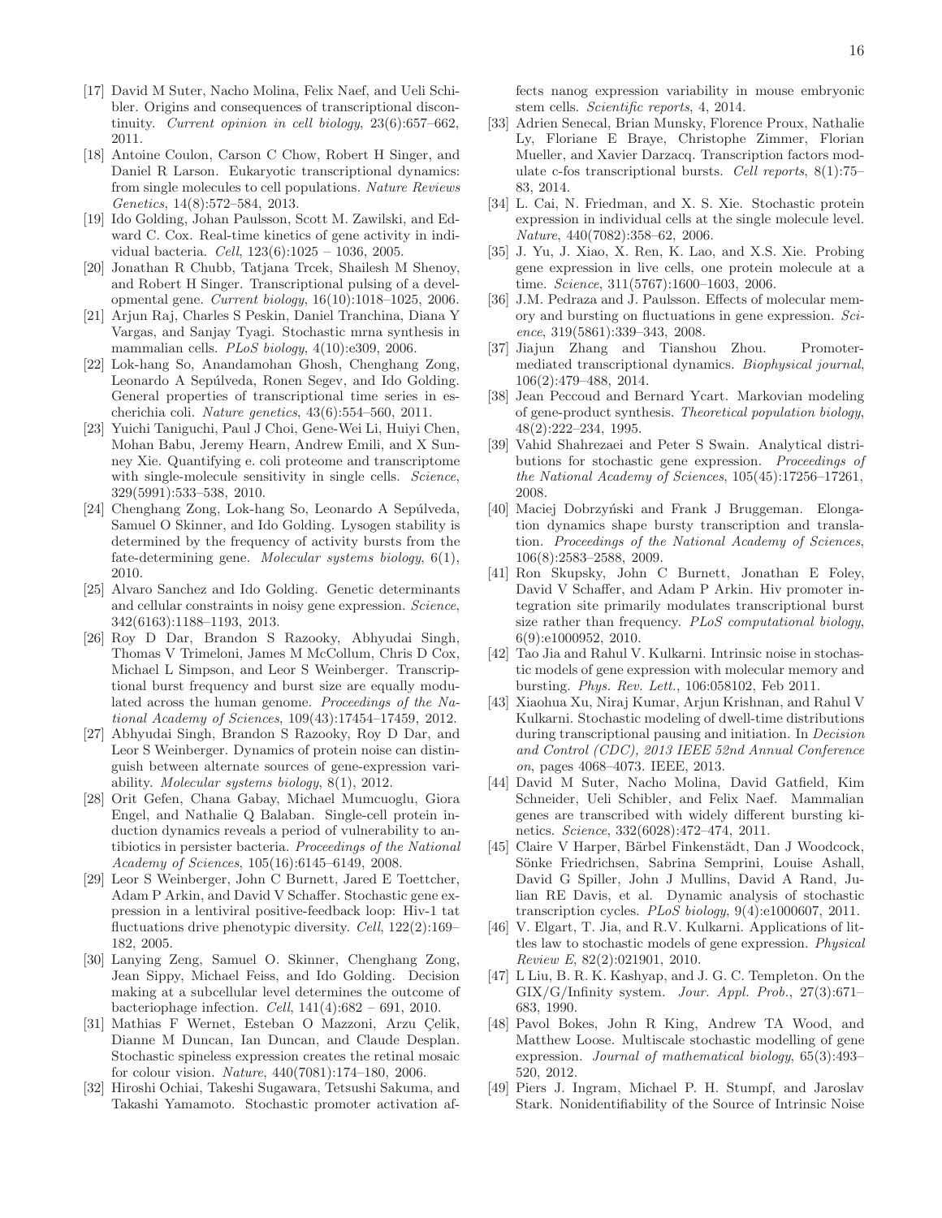[17] David M Suter, Nacho Molina, Felix Naef, and Ueli Schibler. Origins and consequences of transcriptional discontinuity. *Current opinion in cell biology*, 23(6):657–662, 2011.

[18] Antoine Coulon, Carson C Chow, Robert H Singer, and Daniel R Larson. Eukaryotic transcriptional dynamics: from single molecules to cell populations. *Nature Reviews Genetics*, 14(8):572–584, 2013.

[19] Ido Golding, Johan Paulsson, Scott M. Zawilski, and Edward C. Cox. Real-time kinetics of gene activity in individual bacteria. *Cell*, 123(6):1025 – 1036, 2005.

[20] Jonathan R Chubb, Tatjana Trcek, Shailesh M Shenoy, and Robert H Singer. Transcriptional pulsing of a developmental gene. *Current biology*, 16(10):1018–1025, 2006.

[21] Arjun Raj, Charles S Peskin, Daniel Tranchina, Diana Y Vargas, and Sanjay Tyagi. Stochastic mrna synthesis in mammalian cells. *PLoS biology*, 4(10):e309, 2006.

[22] Lok-hang So, Anandamohan Ghosh, Chenghang Zong, Leonardo A Sepúlveda, Ronen Segev, and Ido Golding. General properties of transcriptional time series in escherichia coli. *Nature genetics*, 43(6):554–560, 2011.

[23] Yuichi Taniguchi, Paul J Choi, Gene-Wei Li, Huiyi Chen, Mohan Babu, Jeremy Hearn, Andrew Emili, and X Sunney Xie. Quantifying e. coli proteome and transcriptome with single-molecule sensitivity in single cells. *Science*, 329(5991):533–538, 2010.

[24] Chenghang Zong, Lok-hang So, Leonardo A Sepúlveda, Samuel O Skinner, and Ido Golding. Lysogen stability is determined by the frequency of activity bursts from the fate-determining gene. *Molecular systems biology*, 6(1), 2010.

[25] Alvaro Sanchez and Ido Golding. Genetic determinants and cellular constraints in noisy gene expression. *Science*, 342(6163):1188–1193, 2013.

[26] Roy D Dar, Brandon S Razooky, Abhyudai Singh, Thomas V Trimeloni, James M McCollum, Chris D Cox, Michael L Simpson, and Leor S Weinberger. Transcriptional burst frequency and burst size are equally modulated across the human genome. *Proceedings of the National Academy of Sciences*, 109(43):17454–17459, 2012.

[27] Abhyudai Singh, Brandon S Razooky, Roy D Dar, and Leor S Weinberger. Dynamics of protein noise can distinguish between alternate sources of gene-expression variability. *Molecular systems biology*, 8(1), 2012.

[28] Orit Gefen, Chana Gabay, Michael Mumcuoglu, Giora Engel, and Nathalie Q Balaban. Single-cell protein induction dynamics reveals a period of vulnerability to antibiotics in persister bacteria. *Proceedings of the National Academy of Sciences*, 105(16):6145–6149, 2008.

[29] Leor S Weinberger, John C Burnett, Jared E Toettcher, Adam P Arkin, and David V Schaffer. Stochastic gene expression in a lentiviral positive-feedback loop: Hiv-1 tat fluctuations drive phenotypic diversity. *Cell*, 122(2):169–182, 2005.

[30] Lanying Zeng, Samuel O. Skinner, Chenghang Zong, Jean Sippy, Michael Feiss, and Ido Golding. Decision making at a subcellular level determines the outcome of bacteriophage infection. *Cell*, 141(4):682 – 691, 2010.

[31] Mathias F Wernet, Esteban O Mazzoni, Arzu Çelik, Dianne M Duncan, Ian Duncan, and Claude Desplan. Stochastic spineless expression creates the retinal mosaic for colour vision. *Nature*, 440(7081):174–180, 2006.

[32] Hiroshi Ochiai, Takeshi Sugawara, Tetsushi Sakuma, and Takashi Yamamoto. Stochastic promoter activation affects nanog expression variability in mouse embryonic stem cells. *Scientific reports*, 4, 2014.

[33] Adrien Senecal, Brian Munsky, Florence Proux, Nathalie Ly, Floriane E Braye, Christophe Zimmer, Florian Mueller, and Xavier Darzacq. Transcription factors modulate c-fos transcriptional bursts. *Cell reports*, 8(1):75–83, 2014.

[34] L. Cai, N. Friedman, and X. S. Xie. Stochastic protein expression in individual cells at the single molecule level. *Nature*, 440(7082):358–62, 2006.

[35] J. Yu, J. Xiao, X. Ren, K. Lao, and X.S. Xie. Probing gene expression in live cells, one protein molecule at a time. *Science*, 311(5767):1600–1603, 2006.

[36] J.M. Pedraza and J. Paulsson. Effects of molecular memory and bursting on fluctuations in gene expression. *Science*, 319(5861):339–343, 2008.

[37] Jiajun Zhang and Tianshou Zhou. Promoter-mediated transcriptional dynamics. *Biophysical journal*, 106(2):479–488, 2014.

[38] Jean Peccoud and Bernard Ycart. Markovian modeling of gene-product synthesis. *Theoretical population biology*, 48(2):222–234, 1995.

[39] Vahid Shahrezaei and Peter S Swain. Analytical distributions for stochastic gene expression. *Proceedings of the National Academy of Sciences*, 105(45):17256–17261, 2008.

[40] Maciej Dobrzyński and Frank J Bruggeman. Elongation dynamics shape bursty transcription and translation. *Proceedings of the National Academy of Sciences*, 106(8):2583–2588, 2009.

[41] Ron Skupsky, John C Burnett, Jonathan E Foley, David V Schaffer, and Adam P Arkin. Hiv promoter integration site primarily modulates transcriptional burst size rather than frequency. *PLoS computational biology*, 6(9):e1000952, 2010.

[42] Tao Jia and Rahul V. Kulkarni. Intrinsic noise in stochastic models of gene expression with molecular memory and bursting. *Phys. Rev. Lett.*, 106:058102, Feb 2011.

[43] Xiaohua Xu, Niraj Kumar, Arjun Krishnan, and Rahul V Kulkarni. Stochastic modeling of dwell-time distributions during transcriptional pausing and initiation. In *Decision and Control (CDC), 2013 IEEE 52nd Annual Conference on*, pages 4068–4073. IEEE, 2013.

[44] David M Suter, Nacho Molina, David Gatfield, Kim Schneider, Ueli Schibler, and Felix Naef. Mammalian genes are transcribed with widely different bursting kinetics. *Science*, 332(6028):472–474, 2011.

[45] Claire V Harper, Bärbel Finkenstädt, Dan J Woodcock, Sönke Friedrichsen, Sabrina Semprini, Louise Ashall, David G Spiller, John J Mullins, David A Rand, Julian RE Davis, et al. Dynamic analysis of stochastic transcription cycles. *PLoS biology*, 9(4):e1000607, 2011.

[46] V. Elgart, T. Jia, and R.V. Kulkarni. Applications of littles law to stochastic models of gene expression. *Physical Review E*, 82(2):021901, 2010.

[47] L Liu, B. R. K. Kashyap, and J. G. C. Templeton. On the GIX/G/Infinity system. *Jour. Appl. Prob.*, 27(3):671–683, 1990.

[48] Pavol Bokes, John R King, Andrew TA Wood, and Matthew Loose. Multiscale stochastic modelling of gene expression. *Journal of mathematical biology*, 65(3):493–520, 2012.

[49] Piers J. Ingram, Michael P. H. Stumpf, and Jaroslav Stark. Nonidentifiability of the Source of Intrinsic Noise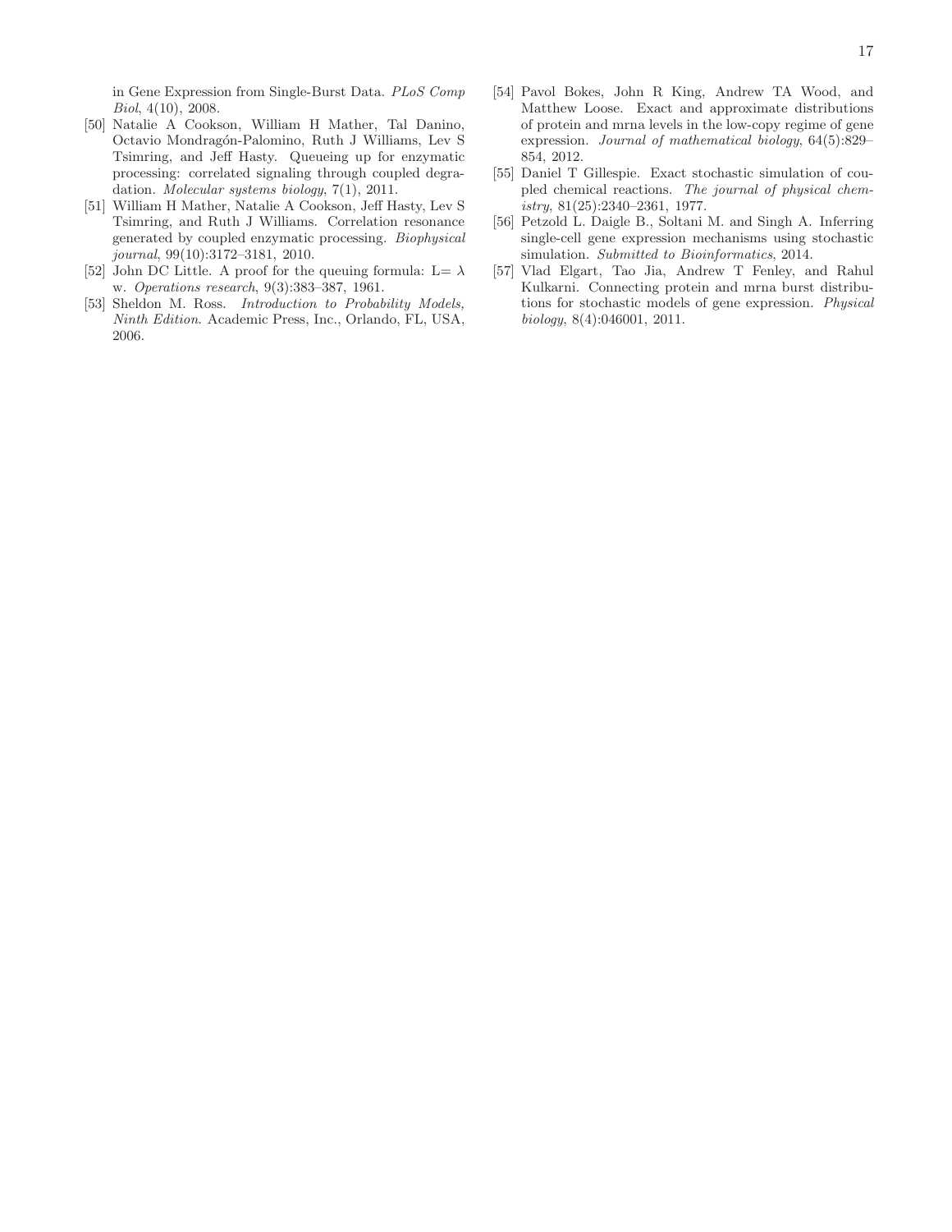in Gene Expression from Single-Burst Data. *PLoS Comp Biol*, 4(10), 2008.

[50] Natalie A Cookson, William H Mather, Tal Danino, Octavio Mondragón-Palomino, Ruth J Williams, Lev S Tsimring, and Jeff Hasty. Queueing up for enzymatic processing: correlated signaling through coupled degradation. *Molecular systems biology*, 7(1), 2011.

[51] William H Mather, Natalie A Cookson, Jeff Hasty, Lev S Tsimring, and Ruth J Williams. Correlation resonance generated by coupled enzymatic processing. *Biophysical journal*, 99(10):3172–3181, 2010.

[52] John DC Little. A proof for the queuing formula: L= $\lambda$ w. *Operations research*, 9(3):383–387, 1961.

[53] Sheldon M. Ross. *Introduction to Probability Models, Ninth Edition*. Academic Press, Inc., Orlando, FL, USA, 2006.

[54] Pavol Bokes, John R King, Andrew TA Wood, and Matthew Loose. Exact and approximate distributions of protein and mrna levels in the low-copy regime of gene expression. *Journal of mathematical biology*, 64(5):829–854, 2012.

[55] Daniel T Gillespie. Exact stochastic simulation of coupled chemical reactions. *The journal of physical chemistry*, 81(25):2340–2361, 1977.

[56] Petzold L. Daigle B., Soltani M. and Singh A. Inferring single-cell gene expression mechanisms using stochastic simulation. *Submitted to Bioinformatics*, 2014.

[57] Vlad Elgart, Tao Jia, Andrew T Fenley, and Rahul Kulkarni. Connecting protein and mrna burst distributions for stochastic models of gene expression. *Physical biology*, 8(4):046001, 2011.